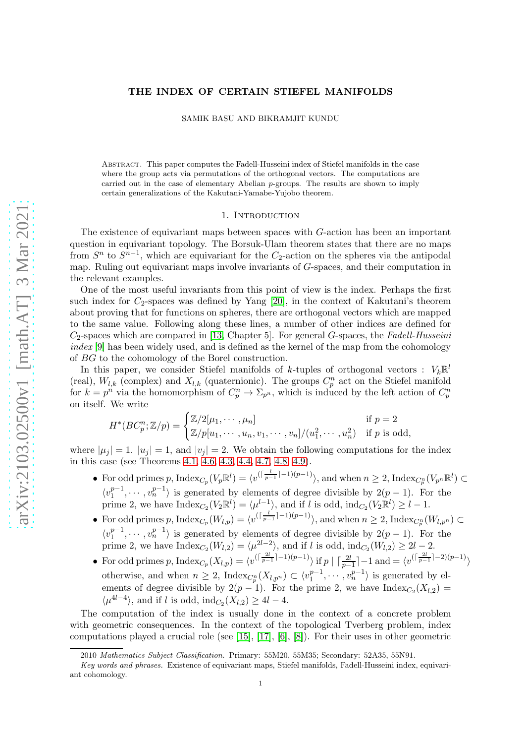# THE INDEX OF CERTAIN STIEFEL MANIFOLDS

SAMIK BASU AND BIKRAMJIT KUNDU

ABSTRACT. This paper computes the Fadell-Husseini index of Stiefel manifolds in the case where the group acts via permutations of the orthogonal vectors. The computations are carried out in the case of elementary Abelian $p$-groups. The results are shown to imply certain generalizations of the Kakutani-Yamabe-Yujobo theorem.

## 1. INTRODUCTION

The existence of equivariant maps between spaces with $G$-action has been an important question in equivariant topology. The Borsuk-Ulam theorem states that there are no maps from $S^n$ to $S^{n-1}$, which are equivariant for the $C_2$-action on the spheres via the antipodal map. Ruling out equivariant maps involve invariants of $G$-spaces, and their computation in the relevant examples.

One of the most useful invariants from this point of view is the index. Perhaps the first such index for $C_2$-spaces was defined by Yang [20], in the context of Kakutani's theorem about proving that for functions on spheres, there are orthogonal vectors which are mapped to the same value. Following along these lines, a number of other indices are defined for $C_2$-spaces which are compared in [13, Chapter 5]. For general $G$-spaces, the *Fadell-Husseini index* [9] has been widely used, and is defined as the kernel of the map from the cohomology of $BG$ to the cohomology of the Borel construction.

In this paper, we consider Stiefel manifolds of $k$-tuples of orthogonal vectors : $V_k\mathbb{R}^l$ (real), $W_{l,k}$ (complex) and $X_{l,k}$ (quaternionic). The groups $C_p^n$ act on the Stiefel manifold for $k = p^n$ via the homomorphism of $C_p^n \to \Sigma_{p^n}$, which is induced by the left action of $C_p^n$ on itself. We write

$$H^*(BC_p^n;\mathbb{Z}/p) = \begin{cases} \mathbb{Z}/2[\mu_1,\cdots,\mu_n] & \text{if } p=2 \\ \mathbb{Z}/p[u_1,\cdots,u_n,v_1,\cdots,v_n]/(u_1^2,\cdots,u_n^2) & \text{if } p \text{ is odd,} \end{cases}$$

where $|\mu_j| = 1$. $|u_j| = 1$, and $|v_j| = 2$. We obtain the following computations for the index in this case (see Theorems 4.1, 4.6, 4.3, 4.4, 4.7, 4.8, 4.9).

- For odd primes $p$, $\mathrm{Index}_{C_p}(V_p\mathbb{R}^l) = \langle v^{(\lceil \frac{l}{p-1}\rceil -1)(p-1)}\rangle$, and when $n \geq 2$, $\mathrm{Index}_{C_p^n}(V_{p^n}\mathbb{R}^l) \subset \langle v_1^{p-1},\cdots,v_n^{p-1}\rangle$ is generated by elements of degree divisible by $2(p-1)$. For the prime 2, we have $\mathrm{Index}_{C_2}(V_2\mathbb{R}^l) = \langle \mu^{l-1}\rangle$, and if $l$ is odd, $\mathrm{ind}_{C_2}(V_2\mathbb{R}^l) \geq l-1$.
- For odd primes $p$, $\mathrm{Index}_{C_p}(W_{l,p}) = \langle v^{(\lceil \frac{l}{p-1}\rceil -1)(p-1)}\rangle$, and when $n \geq 2$, $\mathrm{Index}_{C_p^n}(W_{l,p^n}) \subset \langle v_1^{p-1},\cdots,v_n^{p-1}\rangle$ is generated by elements of degree divisible by $2(p-1)$. For the prime 2, we have $\mathrm{Index}_{C_2}(W_{l,2}) = \langle \mu^{2l-2}\rangle$, and if $l$ is odd, $\mathrm{ind}_{C_2}(W_{l,2}) \geq 2l-2$.
- For odd primes $p$, $\mathrm{Index}_{C_p}(X_{l,p}) = \langle v^{(\lceil \frac{2l}{p-1}\rceil -1)(p-1)}\rangle$ if $p \mid \lceil \frac{2l}{p-1}\rceil -1$ and $= \langle v^{(\lceil \frac{2l}{p-1}\rceil -2)(p-1)}\rangle$ otherwise, and when $n \geq 2$, $\mathrm{Index}_{C_p^n}(X_{l,p^n}) \subset \langle v_1^{p-1},\cdots,v_n^{p-1}\rangle$ is generated by elements of degree divisible by $2(p-1)$. For the prime 2, we have $\mathrm{Index}_{C_2}(X_{l,2}) = \langle \mu^{4l-4}\rangle$, and if $l$ is odd, $\mathrm{ind}_{C_2}(X_{l,2}) \geq 4l-4$.

The computation of the index is usually done in the context of a concrete problem with geometric consequences. In the context of the topological Tverberg problem, index computations played a crucial role (see [15], [17], [6], [8]). For their uses in other geometric

---

2010 *Mathematics Subject Classification.* Primary: 55M20, 55M35; Secondary: 52A35, 55N91.

*Key words and phrases.* Existence of equivariant maps, Stiefel manifolds, Fadell-Husseini index, equivariant cohomology.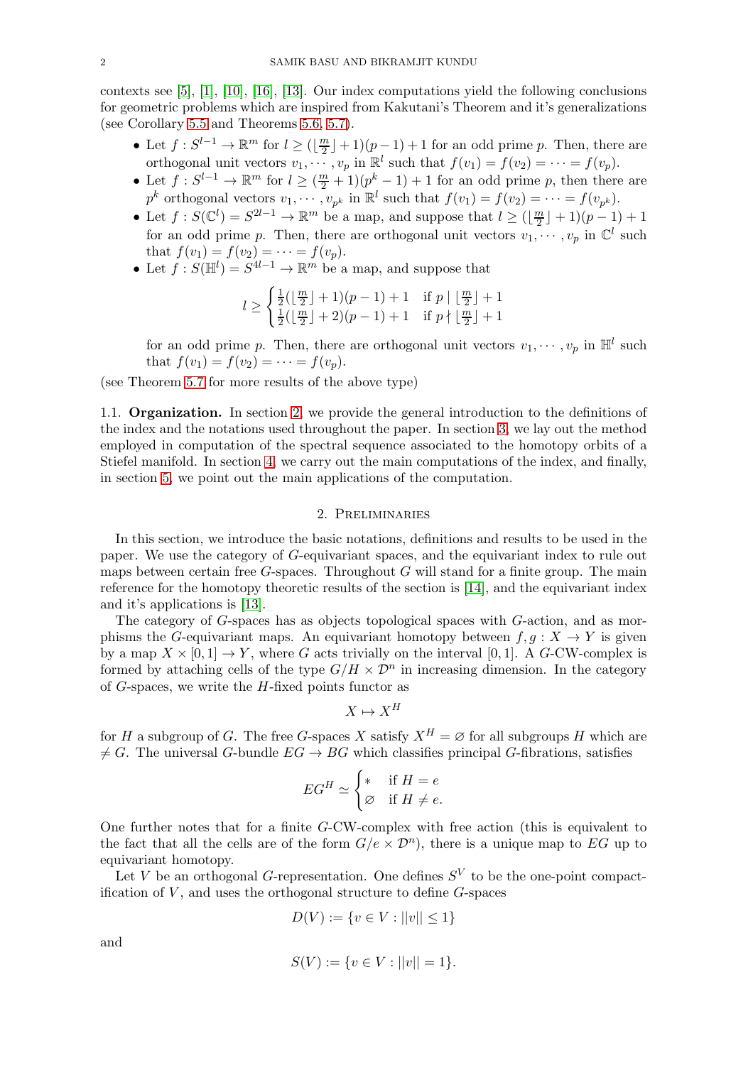contexts see [5], [1], [10], [16], [13]. Our index computations yield the following conclusions for geometric problems which are inspired from Kakutani's Theorem and it's generalizations (see Corollary 5.5 and Theorems 5.6, 5.7).

- Let $f : S^{l-1} \to \mathbb{R}^m$ for $l \geq (\lfloor \frac{m}{2} \rfloor + 1)(p-1) + 1$ for an odd prime $p$. Then, there are orthogonal unit vectors $v_1, \cdots, v_p$ in $\mathbb{R}^l$ such that $f(v_1) = f(v_2) = \cdots = f(v_p)$.
- Let $f : S^{l-1} \to \mathbb{R}^m$ for $l \geq (\frac{m}{2} + 1)(p^k - 1) + 1$ for an odd prime $p$, then there are $p^k$ orthogonal vectors $v_1, \cdots, v_{p^k}$ in $\mathbb{R}^l$ such that $f(v_1) = f(v_2) = \cdots = f(v_{p^k})$.
- Let $f : S(\mathbb{C}^l) = S^{2l-1} \to \mathbb{R}^m$ be a map, and suppose that $l \geq (\lfloor \frac{m}{2} \rfloor + 1)(p-1) + 1$ for an odd prime $p$. Then, there are orthogonal unit vectors $v_1, \cdots, v_p$ in $\mathbb{C}^l$ such that $f(v_1) = f(v_2) = \cdots = f(v_p)$.
- Let $f : S(\mathbb{H}^l) = S^{4l-1} \to \mathbb{R}^m$ be a map, and suppose that

$$l \geq \begin{cases} \frac{1}{2}(\lfloor \frac{m}{2} \rfloor + 1)(p-1) + 1 & \text{if } p \mid \lfloor \frac{m}{2} \rfloor + 1 \\ \frac{1}{2}(\lfloor \frac{m}{2} \rfloor + 2)(p-1) + 1 & \text{if } p \nmid \lfloor \frac{m}{2} \rfloor + 1 \end{cases}$$

  for an odd prime $p$. Then, there are orthogonal unit vectors $v_1, \cdots, v_p$ in $\mathbb{H}^l$ such that $f(v_1) = f(v_2) = \cdots = f(v_p)$.

(see Theorem 5.7 for more results of the above type)

### 1.1. Organization.

In section 2, we provide the general introduction to the definitions of the index and the notations used throughout the paper. In section 3, we lay out the method employed in computation of the spectral sequence associated to the homotopy orbits of a Stiefel manifold. In section 4, we carry out the main computations of the index, and finally, in section 5, we point out the main applications of the computation.

## 2. Preliminaries

In this section, we introduce the basic notations, definitions and results to be used in the paper. We use the category of $G$-equivariant spaces, and the equivariant index to rule out maps between certain free $G$-spaces. Throughout $G$ will stand for a finite group. The main reference for the homotopy theoretic results of the section is [14], and the equivariant index and it's applications is [13].

The category of $G$-spaces has as objects topological spaces with $G$-action, and as morphisms the $G$-equivariant maps. An equivariant homotopy between $f, g : X \to Y$ is given by a map $X \times [0,1] \to Y$, where $G$ acts trivially on the interval $[0,1]$. A $G$-CW-complex is formed by attaching cells of the type $G/H \times \mathcal{D}^n$ in increasing dimension. In the category of $G$-spaces, we write the $H$-fixed points functor as

$$X \mapsto X^H$$

for $H$ a subgroup of $G$. The free $G$-spaces $X$ satisfy $X^H = \varnothing$ for all subgroups $H$ which are $\neq G$. The universal $G$-bundle $EG \to BG$ which classifies principal $G$-fibrations, satisfies

$$EG^H \simeq \begin{cases} * & \text{if } H = e \\ \varnothing & \text{if } H \neq e. \end{cases}$$

One further notes that for a finite $G$-CW-complex with free action (this is equivalent to the fact that all the cells are of the form $G/e \times \mathcal{D}^n$), there is a unique map to $EG$ up to equivariant homotopy.

Let $V$ be an orthogonal $G$-representation. One defines $S^V$ to be the one-point compactification of $V$, and uses the orthogonal structure to define $G$-spaces

$$D(V) := \{v \in V : ||v|| \leq 1\}$$

and

$$S(V) := \{v \in V : ||v|| = 1\}.$$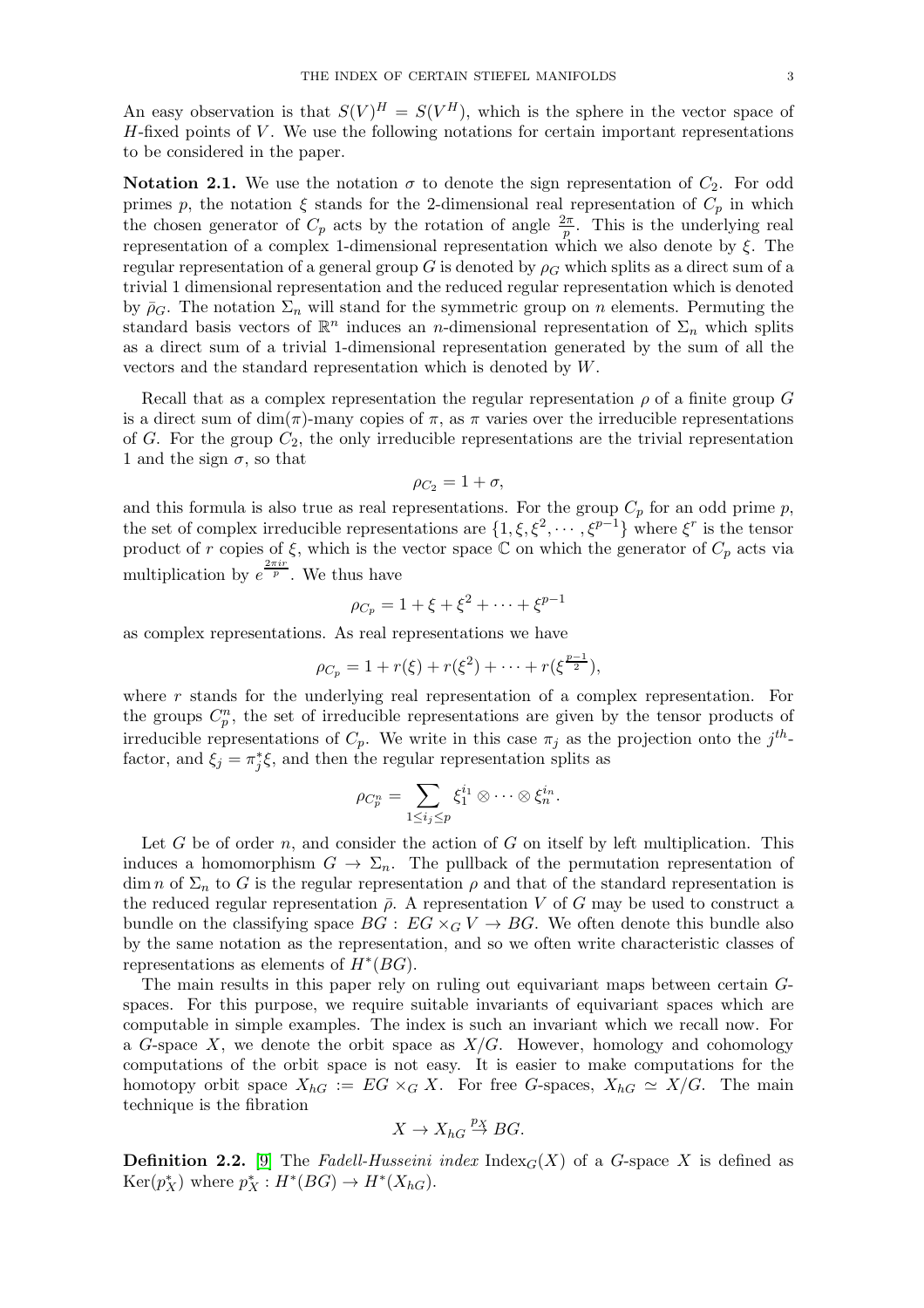An easy observation is that $S(V)^H = S(V^H)$, which is the sphere in the vector space of $H$-fixed points of $V$. We use the following notations for certain important representations to be considered in the paper.

**Notation 2.1.** We use the notation $\sigma$ to denote the sign representation of $C_2$. For odd primes $p$, the notation $\xi$ stands for the 2-dimensional real representation of $C_p$ in which the chosen generator of $C_p$ acts by the rotation of angle $\frac{2\pi}{p}$. This is the underlying real representation of a complex 1-dimensional representation which we also denote by $\xi$. The regular representation of a general group $G$ is denoted by $\rho_G$ which splits as a direct sum of a trivial 1 dimensional representation and the reduced regular representation which is denoted by $\bar{\rho}_G$. The notation $\Sigma_n$ will stand for the symmetric group on $n$ elements. Permuting the standard basis vectors of $\mathbb{R}^n$ induces an $n$-dimensional representation of $\Sigma_n$ which splits as a direct sum of a trivial 1-dimensional representation generated by the sum of all the vectors and the standard representation which is denoted by $W$.

Recall that as a complex representation the regular representation $\rho$ of a finite group $G$ is a direct sum of $\dim(\pi)$-many copies of $\pi$, as $\pi$ varies over the irreducible representations of $G$. For the group $C_2$, the only irreducible representations are the trivial representation 1 and the sign $\sigma$, so that

$$\rho_{C_2} = 1 + \sigma,$$

and this formula is also true as real representations. For the group $C_p$ for an odd prime $p$, the set of complex irreducible representations are $\{1, \xi, \xi^2, \cdots, \xi^{p-1}\}$ where $\xi^r$ is the tensor product of $r$ copies of $\xi$, which is the vector space $\mathbb{C}$ on which the generator of $C_p$ acts via multiplication by $e^{\frac{2\pi i r}{p}}$. We thus have

$$\rho_{C_p} = 1 + \xi + \xi^2 + \cdots + \xi^{p-1}$$

as complex representations. As real representations we have

$$\rho_{C_p} = 1 + r(\xi) + r(\xi^2) + \cdots + r(\xi^{\frac{p-1}{2}}),$$

where $r$ stands for the underlying real representation of a complex representation. For the groups $C_p^n$, the set of irreducible representations are given by the tensor products of irreducible representations of $C_p$. We write in this case $\pi_j$ as the projection onto the $j^{th}$-factor, and $\xi_j = \pi_j^* \xi$, and then the regular representation splits as

$$\rho_{C_p^n} = \sum_{1 \leq i_j \leq p} \xi_1^{i_1} \otimes \cdots \otimes \xi_n^{i_n}.$$

Let $G$ be of order $n$, and consider the action of $G$ on itself by left multiplication. This induces a homomorphism $G \to \Sigma_n$. The pullback of the permutation representation of $\dim n$ of $\Sigma_n$ to $G$ is the regular representation $\rho$ and that of the standard representation is the reduced regular representation $\bar{\rho}$. A representation $V$ of $G$ may be used to construct a bundle on the classifying space $BG : EG \times_G V \to BG$. We often denote this bundle also by the same notation as the representation, and so we often write characteristic classes of representations as elements of $H^*(BG)$.

The main results in this paper rely on ruling out equivariant maps between certain $G$-spaces. For this purpose, we require suitable invariants of equivariant spaces which are computable in simple examples. The index is such an invariant which we recall now. For a $G$-space $X$, we denote the orbit space as $X/G$. However, homology and cohomology computations of the orbit space is not easy. It is easier to make computations for the homotopy orbit space $X_{hG} := EG \times_G X$. For free $G$-spaces, $X_{hG} \simeq X/G$. The main technique is the fibration

$$X \to X_{hG} \xrightarrow{p_X} BG.$$

**Definition 2.2.** [9] The *Fadell-Husseini index* $\mathrm{Index}_G(X)$ of a $G$-space $X$ is defined as $\mathrm{Ker}(p_X^*)$ where $p_X^* : H^*(BG) \to H^*(X_{hG})$.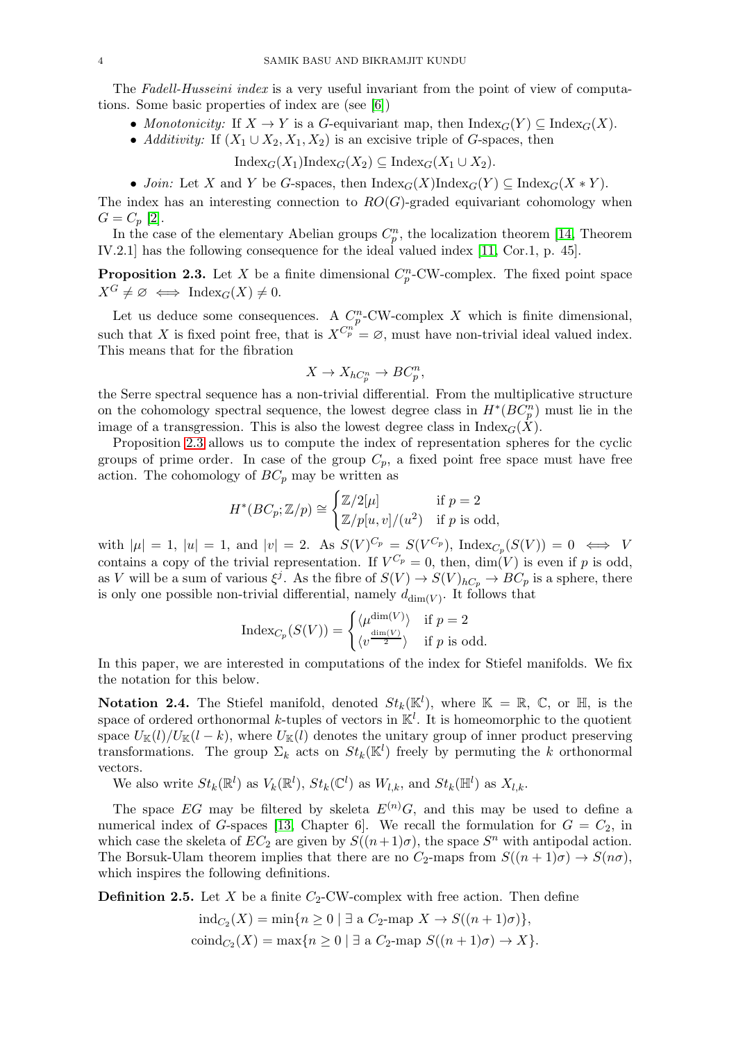The *Fadell-Husseini index* is a very useful invariant from the point of view of computations. Some basic properties of index are (see [6])

- *Monotonicity:* If $X \to Y$ is a $G$-equivariant map, then $\mathrm{Index}_G(Y) \subseteq \mathrm{Index}_G(X)$.
- *Additivity:* If $(X_1 \cup X_2, X_1, X_2)$ is an excisive triple of $G$-spaces, then

$$\mathrm{Index}_G(X_1)\mathrm{Index}_G(X_2) \subseteq \mathrm{Index}_G(X_1 \cup X_2).$$

- *Join:* Let $X$ and $Y$ be $G$-spaces, then $\mathrm{Index}_G(X)\mathrm{Index}_G(Y) \subseteq \mathrm{Index}_G(X * Y)$.

The index has an interesting connection to $RO(G)$-graded equivariant cohomology when $G = C_p$ [2].

In the case of the elementary Abelian groups $C_p^n$, the localization theorem [14, Theorem IV.2.1] has the following consequence for the ideal valued index [11, Cor.1, p. 45].

**Proposition 2.3.** Let $X$ be a finite dimensional $C_p^n$-CW-complex. The fixed point space $X^G \neq \varnothing \iff \mathrm{Index}_G(X) \neq 0$.

Let us deduce some consequences. A $C_p^n$-CW-complex $X$ which is finite dimensional, such that $X$ is fixed point free, that is $X^{C_p^n} = \varnothing$, must have non-trivial ideal valued index. This means that for the fibration

$$X \to X_{hC_p^n} \to BC_p^n,$$

the Serre spectral sequence has a non-trivial differential. From the multiplicative structure on the cohomology spectral sequence, the lowest degree class in $H^*(BC_p^n)$ must lie in the image of a transgression. This is also the lowest degree class in $\mathrm{Index}_G(X)$.

Proposition 2.3 allows us to compute the index of representation spheres for the cyclic groups of prime order. In case of the group $C_p$, a fixed point free space must have free action. The cohomology of $BC_p$ may be written as

$$H^*(BC_p; \mathbb{Z}/p) \cong \begin{cases} \mathbb{Z}/2[\mu] & \text{if } p = 2 \\ \mathbb{Z}/p[u, v]/(u^2) & \text{if } p \text{ is odd,} \end{cases}$$

with $|\mu| = 1$, $|u| = 1$, and $|v| = 2$. As $S(V)^{C_p} = S(V^{C_p})$, $\mathrm{Index}_{C_p}(S(V)) = 0 \iff V$ contains a copy of the trivial representation. If $V^{C_p} = 0$, then, $\dim(V)$ is even if $p$ is odd, as $V$ will be a sum of various $\xi^j$. As the fibre of $S(V) \to S(V)_{hC_p} \to BC_p$ is a sphere, there is only one possible non-trivial differential, namely $d_{\dim(V)}$. It follows that

$$\mathrm{Index}_{C_p}(S(V)) = \begin{cases} \langle \mu^{\dim(V)} \rangle & \text{if } p = 2 \\ \langle v^{\frac{\dim(V)}{2}} \rangle & \text{if } p \text{ is odd.} \end{cases}$$

In this paper, we are interested in computations of the index for Stiefel manifolds. We fix the notation for this below.

**Notation 2.4.** The Stiefel manifold, denoted $St_k(\mathbb{K}^l)$, where $\mathbb{K} = \mathbb{R}$, $\mathbb{C}$, or $\mathbb{H}$, is the space of ordered orthonormal $k$-tuples of vectors in $\mathbb{K}^l$. It is homeomorphic to the quotient space $U_{\mathbb{K}}(l)/U_{\mathbb{K}}(l-k)$, where $U_{\mathbb{K}}(l)$ denotes the unitary group of inner product preserving transformations. The group $\Sigma_k$ acts on $St_k(\mathbb{K}^l)$ freely by permuting the $k$ orthonormal vectors.

We also write $St_k(\mathbb{R}^l)$ as $V_k(\mathbb{R}^l)$, $St_k(\mathbb{C}^l)$ as $W_{l,k}$, and $St_k(\mathbb{H}^l)$ as $X_{l,k}$.

The space $EG$ may be filtered by skeleta $E^{(n)}G$, and this may be used to define a numerical index of $G$-spaces [13, Chapter 6]. We recall the formulation for $G = C_2$, in which case the skeleta of $EC_2$ are given by $S((n+1)\sigma)$, the space $S^n$ with antipodal action. The Borsuk-Ulam theorem implies that there are no $C_2$-maps from $S((n+1)\sigma) \to S(n\sigma)$, which inspires the following definitions.

**Definition 2.5.** Let $X$ be a finite $C_2$-CW-complex with free action. Then define

$$\mathrm{ind}_{C_2}(X) = \min\{n \geq 0 \mid \exists \text{ a } C_2\text{-map } X \to S((n+1)\sigma)\},$$
$$\mathrm{coind}_{C_2}(X) = \max\{n \geq 0 \mid \exists \text{ a } C_2\text{-map } S((n+1)\sigma) \to X\}.$$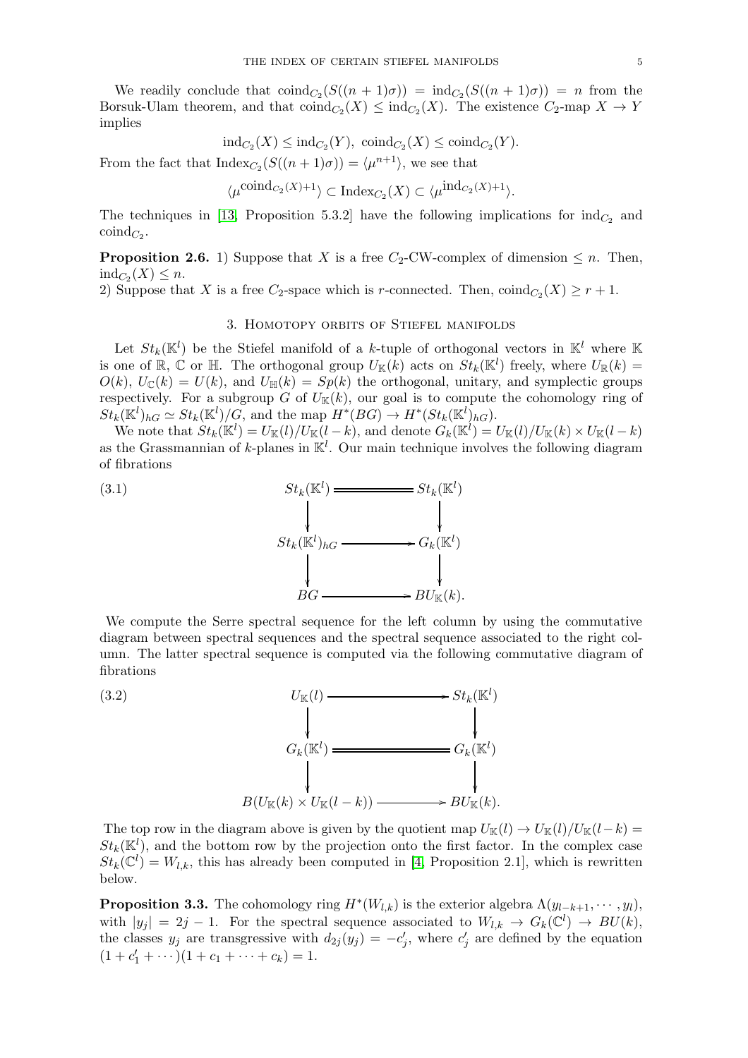We readily conclude that $\text{coind}_{C_2}(S((n+1)\sigma)) = \text{ind}_{C_2}(S((n+1)\sigma)) = n$ from the Borsuk-Ulam theorem, and that $\text{coind}_{C_2}(X) \leq \text{ind}_{C_2}(X)$. The existence $C_2$-map $X \to Y$ implies

$$\text{ind}_{C_2}(X) \leq \text{ind}_{C_2}(Y),\ \text{coind}_{C_2}(X) \leq \text{coind}_{C_2}(Y).$$

From the fact that $\text{Index}_{C_2}(S((n+1)\sigma)) = \langle \mu^{n+1} \rangle$, we see that

$$\langle \mu^{\text{coind}_{C_2}(X)+1} \rangle \subset \text{Index}_{C_2}(X) \subset \langle \mu^{\text{ind}_{C_2}(X)+1} \rangle.$$

The techniques in [13, Proposition 5.3.2] have the following implications for $\text{ind}_{C_2}$ and $\text{coind}_{C_2}$.

**Proposition 2.6.** 1) Suppose that $X$ is a free $C_2$-CW-complex of dimension $\leq n$. Then, $\text{ind}_{C_2}(X) \leq n$.
2) Suppose that $X$ is a free $C_2$-space which is $r$-connected. Then, $\text{coind}_{C_2}(X) \geq r+1$.

## 3. Homotopy orbits of Stiefel manifolds

Let $St_k(\mathbb{K}^l)$ be the Stiefel manifold of a $k$-tuple of orthogonal vectors in $\mathbb{K}^l$ where $\mathbb{K}$ is one of $\mathbb{R}$, $\mathbb{C}$ or $\mathbb{H}$. The orthogonal group $U_{\mathbb{K}}(k)$ acts on $St_k(\mathbb{K}^l)$ freely, where $U_{\mathbb{R}}(k) = O(k)$, $U_{\mathbb{C}}(k) = U(k)$, and $U_{\mathbb{H}}(k) = Sp(k)$ the orthogonal, unitary, and symplectic groups respectively. For a subgroup $G$ of $U_{\mathbb{K}}(k)$, our goal is to compute the cohomology ring of $St_k(\mathbb{K}^l)_{hG} \simeq St_k(\mathbb{K}^l)/G$, and the map $H^*(BG) \to H^*(St_k(\mathbb{K}^l)_{hG})$.

We note that $St_k(\mathbb{K}^l) = U_{\mathbb{K}}(l)/U_{\mathbb{K}}(l-k)$, and denote $G_k(\mathbb{K}^l) = U_{\mathbb{K}}(l)/U_{\mathbb{K}}(k) \times U_{\mathbb{K}}(l-k)$ as the Grassmannian of $k$-planes in $\mathbb{K}^l$. Our main technique involves the following diagram of fibrations

$$\begin{array}{ccc}
St_k(\mathbb{K}^l) & = & St_k(\mathbb{K}^l) \\
\downarrow & & \downarrow \\
St_k(\mathbb{K}^l)_{hG} & \longrightarrow & G_k(\mathbb{K}^l) \\
\downarrow & & \downarrow \\
BG & \longrightarrow & BU_{\mathbb{K}}(k).
\end{array} \tag{3.1}$$

We compute the Serre spectral sequence for the left column by using the commutative diagram between spectral sequences and the spectral sequence associated to the right column. The latter spectral sequence is computed via the following commutative diagram of fibrations

$$\begin{array}{ccc}
U_{\mathbb{K}}(l) & \longrightarrow & St_k(\mathbb{K}^l) \\
\downarrow & & \downarrow \\
G_k(\mathbb{K}^l) & = & G_k(\mathbb{K}^l) \\
\downarrow & & \downarrow \\
B(U_{\mathbb{K}}(k) \times U_{\mathbb{K}}(l-k)) & \longrightarrow & BU_{\mathbb{K}}(k).
\end{array} \tag{3.2}$$

The top row in the diagram above is given by the quotient map $U_{\mathbb{K}}(l) \to U_{\mathbb{K}}(l)/U_{\mathbb{K}}(l-k) = St_k(\mathbb{K}^l)$, and the bottom row by the projection onto the first factor. In the complex case $St_k(\mathbb{C}^l) = W_{l,k}$, this has already been computed in [4, Proposition 2.1], which is rewritten below.

**Proposition 3.3.** The cohomology ring $H^*(W_{l,k})$ is the exterior algebra $\Lambda(y_{l-k+1}, \cdots, y_l)$, with $|y_j| = 2j-1$. For the spectral sequence associated to $W_{l,k} \to G_k(\mathbb{C}^l) \to BU(k)$, the classes $y_j$ are transgressive with $d_{2j}(y_j) = -c'_j$, where $c'_j$ are defined by the equation $(1 + c'_1 + \cdots)(1 + c_1 + \cdots + c_k) = 1$.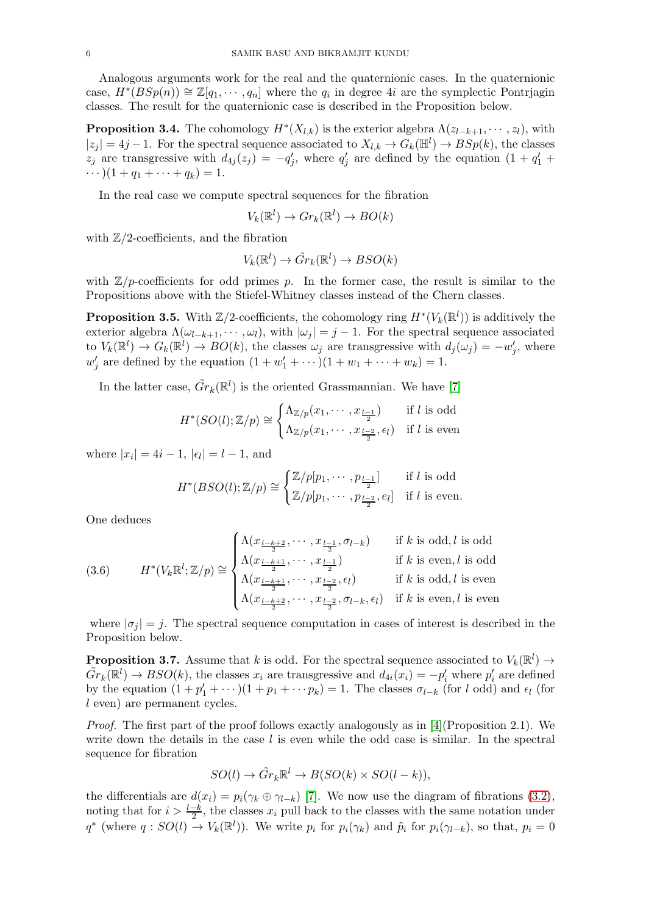Analogous arguments work for the real and the quaternionic cases. In the quaternionic case, $H^*(BSp(n)) \cong \mathbb{Z}[q_1, \cdots, q_n]$ where the $q_i$ in degree $4i$ are the symplectic Pontrjagin classes. The result for the quaternionic case is described in the Proposition below.

**Proposition 3.4.** The cohomology $H^*(X_{l,k})$ is the exterior algebra $\Lambda(z_{l-k+1}, \cdots, z_l)$, with $|z_j| = 4j-1$. For the spectral sequence associated to $X_{l,k} \to G_k(\mathbb{H}^l) \to BSp(k)$, the classes $z_j$ are transgressive with $d_{4j}(z_j) = -q'_j$, where $q'_j$ are defined by the equation $(1 + q'_1 + \cdots)(1 + q_1 + \cdots + q_k) = 1$.

In the real case we compute spectral sequences for the fibration

$$V_k(\mathbb{R}^l) \to Gr_k(\mathbb{R}^l) \to BO(k)$$

with $\mathbb{Z}/2$-coefficients, and the fibration

$$V_k(\mathbb{R}^l) \to \tilde{G}r_k(\mathbb{R}^l) \to BSO(k)$$

with $\mathbb{Z}/p$-coefficients for odd primes $p$. In the former case, the result is similar to the Propositions above with the Stiefel-Whitney classes instead of the Chern classes.

**Proposition 3.5.** With $\mathbb{Z}/2$-coefficients, the cohomology ring $H^*(V_k(\mathbb{R}^l))$ is additively the exterior algebra $\Lambda(\omega_{l-k+1}, \cdots, \omega_l)$, with $|\omega_j| = j-1$. For the spectral sequence associated to $V_k(\mathbb{R}^l) \to G_k(\mathbb{R}^l) \to BO(k)$, the classes $\omega_j$ are transgressive with $d_j(\omega_j) = -w'_j$, where $w'_j$ are defined by the equation $(1 + w'_1 + \cdots)(1 + w_1 + \cdots + w_k) = 1$.

In the latter case, $\tilde{G}r_k(\mathbb{R}^l)$ is the oriented Grassmannian. We have [7]

$$H^*(SO(l); \mathbb{Z}/p) \cong \begin{cases} \Lambda_{\mathbb{Z}/p}(x_1, \cdots, x_{\frac{l-1}{2}}) & \text{if } l \text{ is odd} \\ \Lambda_{\mathbb{Z}/p}(x_1, \cdots, x_{\frac{l-2}{2}}, \epsilon_l) & \text{if } l \text{ is even} \end{cases}$$

where $|x_i| = 4i-1$, $|\epsilon_l| = l-1$, and

$$H^*(BSO(l); \mathbb{Z}/p) \cong \begin{cases} \mathbb{Z}/p[p_1, \cdots, p_{\frac{l-1}{2}}] & \text{if } l \text{ is odd} \\ \mathbb{Z}/p[p_1, \cdots, p_{\frac{l-2}{2}}, e_l] & \text{if } l \text{ is even.} \end{cases}$$

One deduces

$$H^*(V_k\mathbb{R}^l; \mathbb{Z}/p) \cong \begin{cases} \Lambda(x_{\frac{l-k+2}{2}}, \cdots, x_{\frac{l-1}{2}}, \sigma_{l-k}) & \text{if } k \text{ is odd}, l \text{ is odd} \\ \Lambda(x_{\frac{l-k+1}{2}}, \cdots, x_{\frac{l-1}{2}}) & \text{if } k \text{ is even}, l \text{ is odd} \\ \Lambda(x_{\frac{l-k+1}{2}}, \cdots, x_{\frac{l-2}{2}}, \epsilon_l) & \text{if } k \text{ is odd}, l \text{ is even} \\ \Lambda(x_{\frac{l-k+2}{2}}, \cdots, x_{\frac{l-2}{2}}, \sigma_{l-k}, \epsilon_l) & \text{if } k \text{ is even}, l \text{ is even} \end{cases} \tag{3.6}$$

where $|\sigma_j| = j$. The spectral sequence computation in cases of interest is described in the Proposition below.

**Proposition 3.7.** Assume that $k$ is odd. For the spectral sequence associated to $V_k(\mathbb{R}^l) \to \tilde{G}r_k(\mathbb{R}^l) \to BSO(k)$, the classes $x_i$ are transgressive and $d_{4i}(x_i) = -p'_i$ where $p'_i$ are defined by the equation $(1 + p'_1 + \cdots)(1 + p_1 + \cdots p_k) = 1$. The classes $\sigma_{l-k}$ (for $l$ odd) and $\epsilon_l$ (for $l$ even) are permanent cycles.

*Proof.* The first part of the proof follows exactly analogously as in [4](Proposition 2.1). We write down the details in the case $l$ is even while the odd case is similar. In the spectral sequence for fibration

$$SO(l) \to \tilde{G}r_k\mathbb{R}^l \to B(SO(k) \times SO(l-k)),$$

the differentials are $d(x_i) = p_i(\gamma_k \oplus \gamma_{l-k})$ [7]. We now use the diagram of fibrations (3.2), noting that for $i > \frac{l-k}{2}$, the classes $x_i$ pull back to the classes with the same notation under $q^*$ (where $q : SO(l) \to V_k(\mathbb{R}^l)$). We write $p_i$ for $p_i(\gamma_k)$ and $\tilde{p}_i$ for $p_i(\gamma_{l-k})$, so that, $p_i = 0$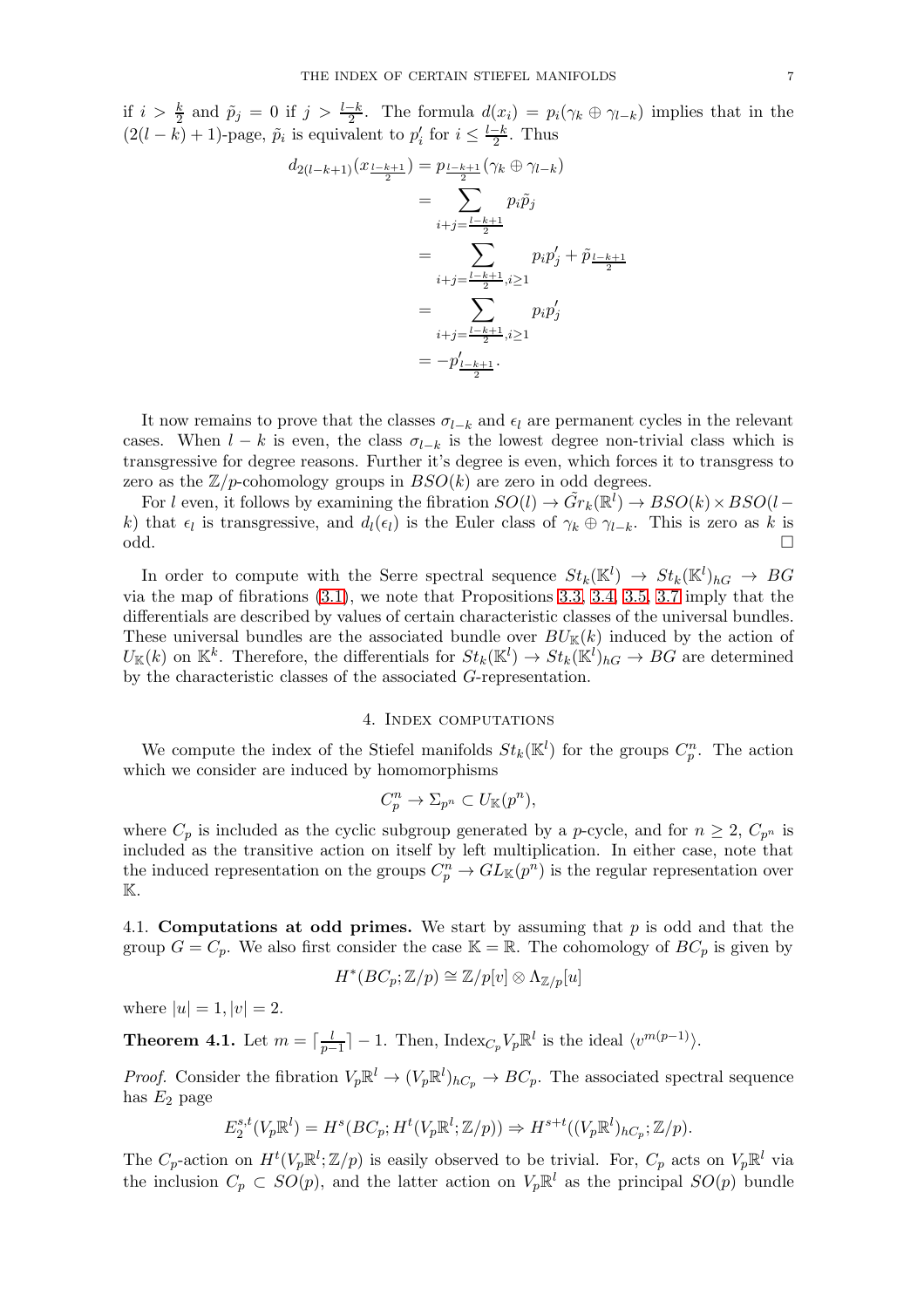if $i > \frac{k}{2}$ and $\tilde{p}_j = 0$ if $j > \frac{l-k}{2}$. The formula $d(x_i) = p_i(\gamma_k \oplus \gamma_{l-k})$ implies that in the $(2(l-k)+1)$-page, $\tilde{p}_i$ is equivalent to $p'_i$ for $i \leq \frac{l-k}{2}$. Thus

$$
\begin{aligned}
d_{2(l-k+1)}(x_{\frac{l-k+1}{2}}) &= p_{\frac{l-k+1}{2}}(\gamma_k \oplus \gamma_{l-k}) \\
&= \sum_{i+j=\frac{l-k+1}{2}} p_i \tilde{p}_j \\
&= \sum_{i+j=\frac{l-k+1}{2}, i \geq 1} p_i p'_j + \tilde{p}_{\frac{l-k+1}{2}} \\
&= \sum_{i+j=\frac{l-k+1}{2}, i \geq 1} p_i p'_j \\
&= -p'_{\frac{l-k+1}{2}}.
\end{aligned}
$$

It now remains to prove that the classes $\sigma_{l-k}$ and $\epsilon_l$ are permanent cycles in the relevant cases. When $l-k$ is even, the class $\sigma_{l-k}$ is the lowest degree non-trivial class which is transgressive for degree reasons. Further it's degree is even, which forces it to transgress to zero as the $\mathbb{Z}/p$-cohomology groups in $BSO(k)$ are zero in odd degrees.

For $l$ even, it follows by examining the fibration $SO(l) \to \tilde{Gr}_k(\mathbb{R}^l) \to BSO(k) \times BSO(l-k)$ that $\epsilon_l$ is transgressive, and $d_l(\epsilon_l)$ is the Euler class of $\gamma_k \oplus \gamma_{l-k}$. This is zero as $k$ is odd. $\square$

In order to compute with the Serre spectral sequence $St_k(\mathbb{K}^l) \to St_k(\mathbb{K}^l)_{hG} \to BG$ via the map of fibrations (3.1), we note that Propositions 3.3, 3.4, 3.5, 3.7 imply that the differentials are described by values of certain characteristic classes of the universal bundles. These universal bundles are the associated bundle over $BU_{\mathbb{K}}(k)$ induced by the action of $U_{\mathbb{K}}(k)$ on $\mathbb{K}^k$. Therefore, the differentials for $St_k(\mathbb{K}^l) \to St_k(\mathbb{K}^l)_{hG} \to BG$ are determined by the characteristic classes of the associated $G$-representation.

## 4. Index computations

We compute the index of the Stiefel manifolds $St_k(\mathbb{K}^l)$ for the groups $C_p^n$. The action which we consider are induced by homomorphisms

$$
C_p^n \to \Sigma_{p^n} \subset U_{\mathbb{K}}(p^n),
$$

where $C_p$ is included as the cyclic subgroup generated by a $p$-cycle, and for $n \geq 2$, $C_{p^n}$ is included as the transitive action on itself by left multiplication. In either case, note that the induced representation on the groups $C_p^n \to GL_{\mathbb{K}}(p^n)$ is the regular representation over $\mathbb{K}$.

**4.1. Computations at odd primes.** We start by assuming that $p$ is odd and that the group $G = C_p$. We also first consider the case $\mathbb{K} = \mathbb{R}$. The cohomology of $BC_p$ is given by

$$
H^*(BC_p; \mathbb{Z}/p) \cong \mathbb{Z}/p[v] \otimes \Lambda_{\mathbb{Z}/p}[u]
$$

where $|u| = 1, |v| = 2$.

**Theorem 4.1.** Let $m = \lceil \frac{l}{p-1} \rceil - 1$. Then, $\mathrm{Index}_{C_p} V_p\mathbb{R}^l$ is the ideal $\langle v^{m(p-1)} \rangle$.

*Proof.* Consider the fibration $V_p\mathbb{R}^l \to (V_p\mathbb{R}^l)_{hC_p} \to BC_p$. The associated spectral sequence has $E_2$ page

$$
E_2^{s,t}(V_p\mathbb{R}^l) = H^s(BC_p; H^t(V_p\mathbb{R}^l; \mathbb{Z}/p)) \Rightarrow H^{s+t}((V_p\mathbb{R}^l)_{hC_p}; \mathbb{Z}/p).
$$

The $C_p$-action on $H^t(V_p\mathbb{R}^l; \mathbb{Z}/p)$ is easily observed to be trivial. For, $C_p$ acts on $V_p\mathbb{R}^l$ via the inclusion $C_p \subset SO(p)$, and the latter action on $V_p\mathbb{R}^l$ as the principal $SO(p)$ bundle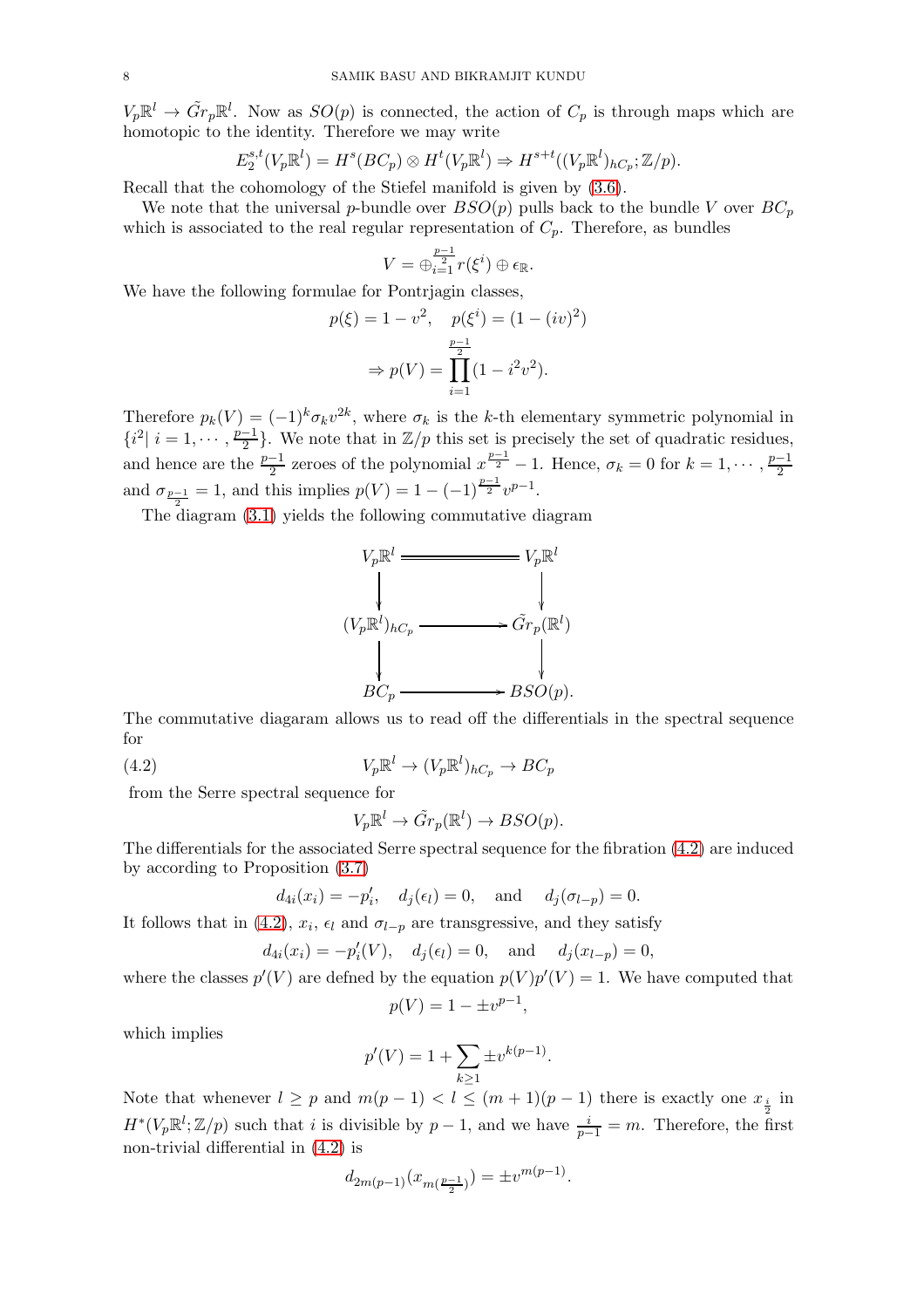$V_p\mathbb{R}^l \to \tilde{G}r_p\mathbb{R}^l$. Now as $SO(p)$ is connected, the action of $C_p$ is through maps which are homotopic to the identity. Therefore we may write

$$E_2^{s,t}(V_p\mathbb{R}^l) = H^s(BC_p) \otimes H^t(V_p\mathbb{R}^l) \Rightarrow H^{s+t}((V_p\mathbb{R}^l)_{hC_p}; \mathbb{Z}/p).$$

Recall that the cohomology of the Stiefel manifold is given by (3.6).

We note that the universal $p$-bundle over $BSO(p)$ pulls back to the bundle $V$ over $BC_p$ which is associated to the real regular representation of $C_p$. Therefore, as bundles

$$V = \oplus_{i=1}^{\frac{p-1}{2}} r(\xi^i) \oplus \epsilon_{\mathbb{R}}.$$

We have the following formulae for Pontrjagin classes,

$$p(\xi) = 1 - v^2, \quad p(\xi^i) = (1 - (iv)^2)$$
$$\Rightarrow p(V) = \prod_{i=1}^{\frac{p-1}{2}} (1 - i^2 v^2).$$

Therefore $p_k(V) = (-1)^k \sigma_k v^{2k}$, where $\sigma_k$ is the $k$-th elementary symmetric polynomial in $\{i^2 | \ i = 1, \cdots, \frac{p-1}{2}\}$. We note that in $\mathbb{Z}/p$ this set is precisely the set of quadratic residues, and hence are the $\frac{p-1}{2}$ zeroes of the polynomial $x^{\frac{p-1}{2}} - 1$. Hence, $\sigma_k = 0$ for $k = 1, \cdots, \frac{p-1}{2}$ and $\sigma_{\frac{p-1}{2}} = 1$, and this implies $p(V) = 1 - (-1)^{\frac{p-1}{2}} v^{p-1}$.

The diagram (3.1) yields the following commutative diagram

$$\begin{array}{ccc}
V_p\mathbb{R}^l & = & V_p\mathbb{R}^l \\
\downarrow & & \downarrow \\
(V_p\mathbb{R}^l)_{hC_p} & \longrightarrow & \tilde{G}r_p(\mathbb{R}^l) \\
\downarrow & & \downarrow \\
BC_p & \longrightarrow & BSO(p).
\end{array}$$

The commutative diagaram allows us to read off the differentials in the spectral sequence for

$$V_p\mathbb{R}^l \to (V_p\mathbb{R}^l)_{hC_p} \to BC_p \tag{4.2}$$

from the Serre spectral sequence for

$$V_p\mathbb{R}^l \to \tilde{G}r_p(\mathbb{R}^l) \to BSO(p).$$

The differentials for the associated Serre spectral sequence for the fibration (4.2) are induced by according to Proposition (3.7)

$$d_{4i}(x_i) = -p_i', \quad d_j(\epsilon_l) = 0, \quad \text{and} \quad d_j(\sigma_{l-p}) = 0.$$

It follows that in (4.2), $x_i$, $\epsilon_l$ and $\sigma_{l-p}$ are transgressive, and they satisfy

$$d_{4i}(x_i) = -p_i'(V), \quad d_j(\epsilon_l) = 0, \quad \text{and} \quad d_j(x_{l-p}) = 0,$$

where the classes $p'(V)$ are defned by the equation $p(V)p'(V) = 1$. We have computed that

$$p(V) = 1 - \pm v^{p-1},$$

which implies

$$p'(V) = 1 + \sum_{k \geq 1} \pm v^{k(p-1)}.$$

Note that whenever $l \geq p$ and $m(p-1) < l \leq (m+1)(p-1)$ there is exactly one $x_{\frac{i}{2}}$ in $H^*(V_p\mathbb{R}^l; \mathbb{Z}/p)$ such that $i$ is divisible by $p-1$, and we have $\frac{i}{p-1} = m$. Therefore, the first non-trivial differential in (4.2) is

$$d_{2m(p-1)}(x_{m(\frac{p-1}{2})}) = \pm v^{m(p-1)}.$$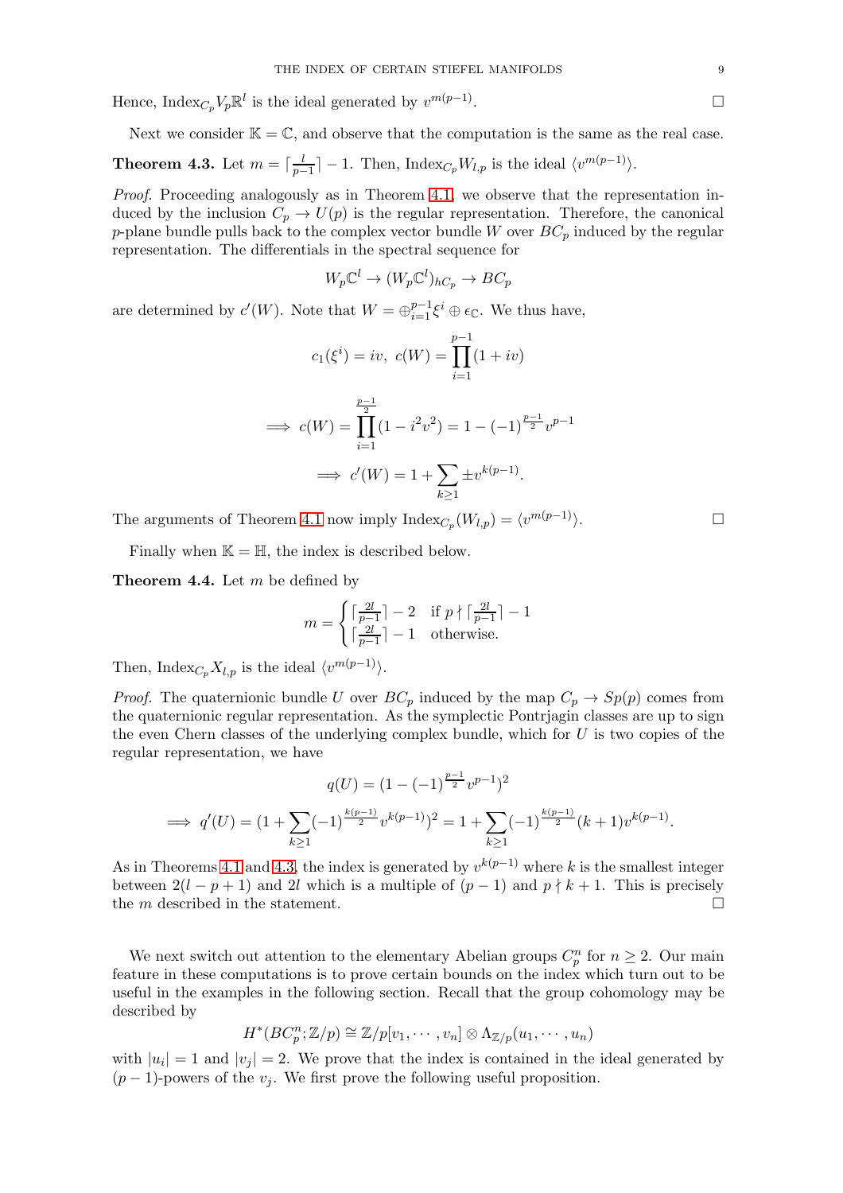Hence, $\text{Index}_{C_p} V_p\mathbb{R}^l$ is the ideal generated by $v^{m(p-1)}$. ◻

Next we consider $\mathbb{K} = \mathbb{C}$, and observe that the computation is the same as the real case.

**Theorem 4.3.** Let $m = \lceil \frac{l}{p-1} \rceil - 1$. Then, $\text{Index}_{C_p} W_{l,p}$ is the ideal $\langle v^{m(p-1)} \rangle$.

*Proof.* Proceeding analogously as in Theorem 4.1, we observe that the representation induced by the inclusion $C_p \to U(p)$ is the regular representation. Therefore, the canonical $p$-plane bundle pulls back to the complex vector bundle $W$ over $BC_p$ induced by the regular representation. The differentials in the spectral sequence for

$$W_p\mathbb{C}^l \to (W_p\mathbb{C}^l)_{hC_p} \to BC_p$$

are determined by $c'(W)$. Note that $W = \oplus_{i=1}^{p-1} \xi^i \oplus \epsilon_{\mathbb{C}}$. We thus have,

$$c_1(\xi^i) = iv, \; c(W) = \prod_{i=1}^{p-1}(1 + iv)$$

$$\implies c(W) = \prod_{i=1}^{\frac{p-1}{2}}(1 - i^2v^2) = 1 - (-1)^{\frac{p-1}{2}} v^{p-1}$$

$$\implies c'(W) = 1 + \sum_{k\geq 1} \pm v^{k(p-1)}.$$

The arguments of Theorem 4.1 now imply $\text{Index}_{C_p}(W_{l,p}) = \langle v^{m(p-1)} \rangle$. ◻

Finally when $\mathbb{K} = \mathbb{H}$, the index is described below.

**Theorem 4.4.** Let $m$ be defined by

$$m = \begin{cases} \lceil \frac{2l}{p-1} \rceil - 2 & \text{if } p \nmid \lceil \frac{2l}{p-1} \rceil - 1 \\ \lceil \frac{2l}{p-1} \rceil - 1 & \text{otherwise.} \end{cases}$$

Then, $\text{Index}_{C_p} X_{l,p}$ is the ideal $\langle v^{m(p-1)} \rangle$.

*Proof.* The quaternionic bundle $U$ over $BC_p$ induced by the map $C_p \to Sp(p)$ comes from the quaternionic regular representation. As the symplectic Pontrjagin classes are up to sign the even Chern classes of the underlying complex bundle, which for $U$ is two copies of the regular representation, we have

$$q(U) = (1 - (-1)^{\frac{p-1}{2}} v^{p-1})^2$$

$$\implies q'(U) = (1 + \sum_{k\geq 1} (-1)^{\frac{k(p-1)}{2}} v^{k(p-1)})^2 = 1 + \sum_{k\geq 1} (-1)^{\frac{k(p-1)}{2}} (k+1) v^{k(p-1)}.$$

As in Theorems 4.1 and 4.3, the index is generated by $v^{k(p-1)}$ where $k$ is the smallest integer between $2(l - p + 1)$ and $2l$ which is a multiple of $(p-1)$ and $p \nmid k + 1$. This is precisely the $m$ described in the statement. ◻

We next switch out attention to the elementary Abelian groups $C_p^n$ for $n \geq 2$. Our main feature in these computations is to prove certain bounds on the index which turn out to be useful in the examples in the following section. Recall that the group cohomology may be described by

$$H^*(BC_p^n; \mathbb{Z}/p) \cong \mathbb{Z}/p[v_1, \cdots, v_n] \otimes \Lambda_{\mathbb{Z}/p}(u_1, \cdots, u_n)$$

with $|u_i| = 1$ and $|v_j| = 2$. We prove that the index is contained in the ideal generated by $(p-1)$-powers of the $v_j$. We first prove the following useful proposition.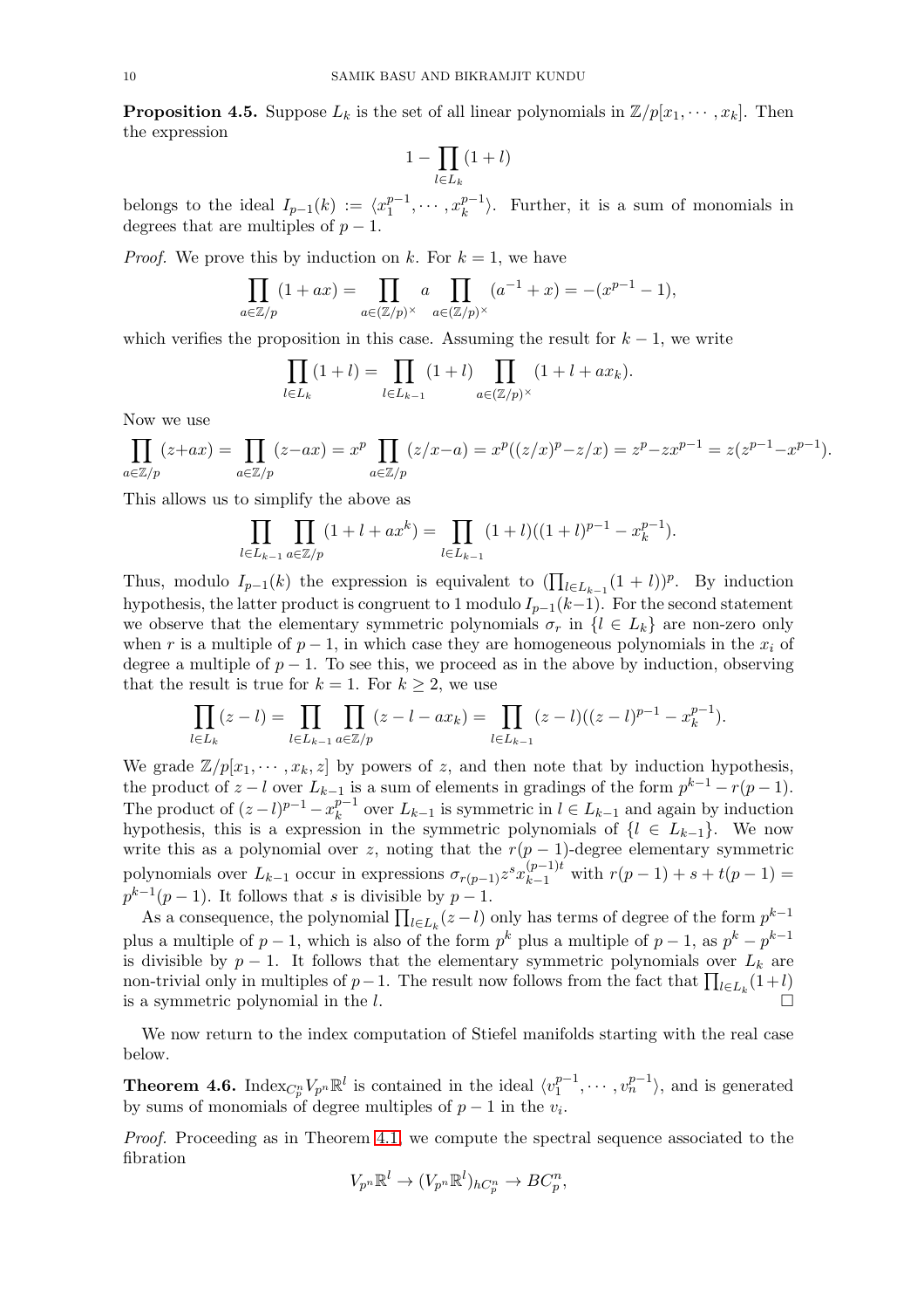**Proposition 4.5.** Suppose $L_k$ is the set of all linear polynomials in $\mathbb{Z}/p[x_1, \cdots, x_k]$. Then the expression

$$1 - \prod_{l \in L_k} (1 + l)$$

belongs to the ideal $I_{p-1}(k) := \langle x_1^{p-1}, \cdots, x_k^{p-1} \rangle$. Further, it is a sum of monomials in degrees that are multiples of $p-1$.

*Proof.* We prove this by induction on $k$. For $k = 1$, we have

$$\prod_{a \in \mathbb{Z}/p} (1 + ax) = \prod_{a \in (\mathbb{Z}/p)^\times} a \prod_{a \in (\mathbb{Z}/p)^\times} (a^{-1} + x) = -(x^{p-1} - 1),$$

which verifies the proposition in this case. Assuming the result for $k-1$, we write

$$\prod_{l \in L_k} (1 + l) = \prod_{l \in L_{k-1}} (1 + l) \prod_{a \in (\mathbb{Z}/p)^\times} (1 + l + ax_k).$$

Now we use

$$\prod_{a \in \mathbb{Z}/p} (z + ax) = \prod_{a \in \mathbb{Z}/p} (z - ax) = x^p \prod_{a \in \mathbb{Z}/p} (z/x - a) = x^p((z/x)^p - z/x) = z^p - zx^{p-1} = z(z^{p-1} - x^{p-1}).$$

This allows us to simplify the above as

$$\prod_{l \in L_{k-1}} \prod_{a \in \mathbb{Z}/p} (1 + l + ax^k) = \prod_{l \in L_{k-1}} (1 + l)((1 + l)^{p-1} - x_k^{p-1}).$$

Thus, modulo $I_{p-1}(k)$ the expression is equivalent to $(\prod_{l \in L_{k-1}} (1 + l))^p$. By induction hypothesis, the latter product is congruent to 1 modulo $I_{p-1}(k-1)$. For the second statement we observe that the elementary symmetric polynomials $\sigma_r$ in $\{l \in L_k\}$ are non-zero only when $r$ is a multiple of $p-1$, in which case they are homogeneous polynomials in the $x_i$ of degree a multiple of $p-1$. To see this, we proceed as in the above by induction, observing that the result is true for $k = 1$. For $k \geq 2$, we use

$$\prod_{l \in L_k} (z - l) = \prod_{l \in L_{k-1}} \prod_{a \in \mathbb{Z}/p} (z - l - ax_k) = \prod_{l \in L_{k-1}} (z - l)((z - l)^{p-1} - x_k^{p-1}).$$

We grade $\mathbb{Z}/p[x_1, \cdots, x_k, z]$ by powers of $z$, and then note that by induction hypothesis, the product of $z - l$ over $L_{k-1}$ is a sum of elements in gradings of the form $p^{k-1} - r(p-1)$. The product of $(z-l)^{p-1} - x_k^{p-1}$ over $L_{k-1}$ is symmetric in $l \in L_{k-1}$ and again by induction hypothesis, this is a expression in the symmetric polynomials of $\{l \in L_{k-1}\}$. We now write this as a polynomial over $z$, noting that the $r(p-1)$-degree elementary symmetric polynomials over $L_{k-1}$ occur in expressions $\sigma_{r(p-1)} z^s x_{k-1}^{(p-1)t}$ with $r(p-1) + s + t(p-1) = p^{k-1}(p-1)$. It follows that $s$ is divisible by $p-1$.

As a consequence, the polynomial $\prod_{l \in L_k} (z - l)$ only has terms of degree of the form $p^{k-1}$ plus a multiple of $p-1$, which is also of the form $p^k$ plus a multiple of $p-1$, as $p^k - p^{k-1}$ is divisible by $p-1$. It follows that the elementary symmetric polynomials over $L_k$ are non-trivial only in multiples of $p-1$. The result now follows from the fact that $\prod_{l \in L_k} (1 + l)$ is a symmetric polynomial in the $l$. $\square$

We now return to the index computation of Stiefel manifolds starting with the real case below.

**Theorem 4.6.** $\text{Index}_{C_p^n} V_{p^n} \mathbb{R}^l$ is contained in the ideal $\langle v_1^{p-1}, \cdots, v_n^{p-1} \rangle$, and is generated by sums of monomials of degree multiples of $p-1$ in the $v_i$.

*Proof.* Proceeding as in Theorem 4.1, we compute the spectral sequence associated to the fibration

$$V_{p^n} \mathbb{R}^l \to (V_{p^n} \mathbb{R}^l)_{hC_p^n} \to BC_p^n,$$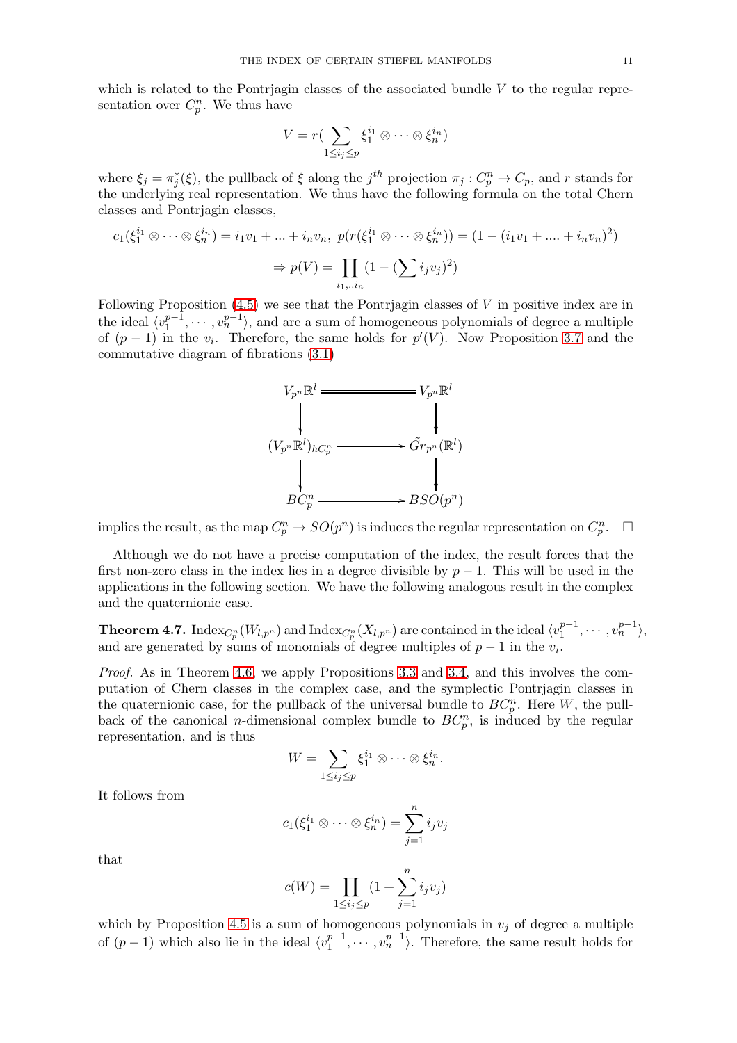which is related to the Pontrjagin classes of the associated bundle $V$ to the regular representation over $C_p^n$. We thus have

$$V = r(\sum_{1\le i_j\le p} \xi_1^{i_1}\otimes\cdots\otimes\xi_n^{i_n})$$

where $\xi_j = \pi_j^*(\xi)$, the pullback of $\xi$ along the $j^{th}$ projection $\pi_j : C_p^n \to C_p$, and $r$ stands for the underlying real representation. We thus have the following formula on the total Chern classes and Pontrjagin classes,

$$c_1(\xi_1^{i_1}\otimes\cdots\otimes\xi_n^{i_n}) = i_1v_1+...+i_nv_n,\ p(r(\xi_1^{i_1}\otimes\cdots\otimes\xi_n^{i_n})) = (1-(i_1v_1+....+i_nv_n)^2)$$

$$\Rightarrow p(V) = \prod_{i_1,..i_n}(1-(\sum i_jv_j)^2)$$

Following Proposition (4.5) we see that the Pontrjagin classes of $V$ in positive index are in the ideal $\langle v_1^{p-1},\cdots,v_n^{p-1}\rangle$, and are a sum of homogeneous polynomials of degree a multiple of $(p-1)$ in the $v_i$. Therefore, the same holds for $p'(V)$. Now Proposition 3.7 and the commutative diagram of fibrations (3.1)

$$\begin{array}{ccc}
V_{p^n}\mathbb{R}^l & = & V_{p^n}\mathbb{R}^l \\
\downarrow & & \downarrow \\
(V_{p^n}\mathbb{R}^l)_{hC_p^n} & \longrightarrow & \tilde{G}r_{p^n}(\mathbb{R}^l) \\
\downarrow & & \downarrow \\
BC_p^n & \longrightarrow & BSO(p^n)
\end{array}$$

implies the result, as the map $C_p^n \to SO(p^n)$ is induces the regular representation on $C_p^n$. $\square$

Although we do not have a precise computation of the index, the result forces that the first non-zero class in the index lies in a degree divisible by $p-1$. This will be used in the applications in the following section. We have the following analogous result in the complex and the quaternionic case.

**Theorem 4.7.** $\mathrm{Index}_{C_p^n}(W_{l,p^n})$ and $\mathrm{Index}_{C_p^n}(X_{l,p^n})$ are contained in the ideal $\langle v_1^{p-1},\cdots,v_n^{p-1}\rangle$, and are generated by sums of monomials of degree multiples of $p-1$ in the $v_i$.

*Proof.* As in Theorem 4.6, we apply Propositions 3.3 and 3.4, and this involves the computation of Chern classes in the complex case, and the symplectic Pontrjagin classes in the quaternionic case, for the pullback of the universal bundle to $BC_p^n$. Here $W$, the pullback of the canonical $n$-dimensional complex bundle to $BC_p^n$, is induced by the regular representation, and is thus

$$W = \sum_{1\le i_j\le p} \xi_1^{i_1}\otimes\cdots\otimes\xi_n^{i_n}.$$

It follows from

$$c_1(\xi_1^{i_1}\otimes\cdots\otimes\xi_n^{i_n}) = \sum_{j=1}^n i_jv_j$$

that

$$c(W) = \prod_{1\le i_j\le p}(1+\sum_{j=1}^n i_jv_j)$$

which by Proposition 4.5 is a sum of homogeneous polynomials in $v_j$ of degree a multiple of $(p-1)$ which also lie in the ideal $\langle v_1^{p-1},\cdots,v_n^{p-1}\rangle$. Therefore, the same result holds for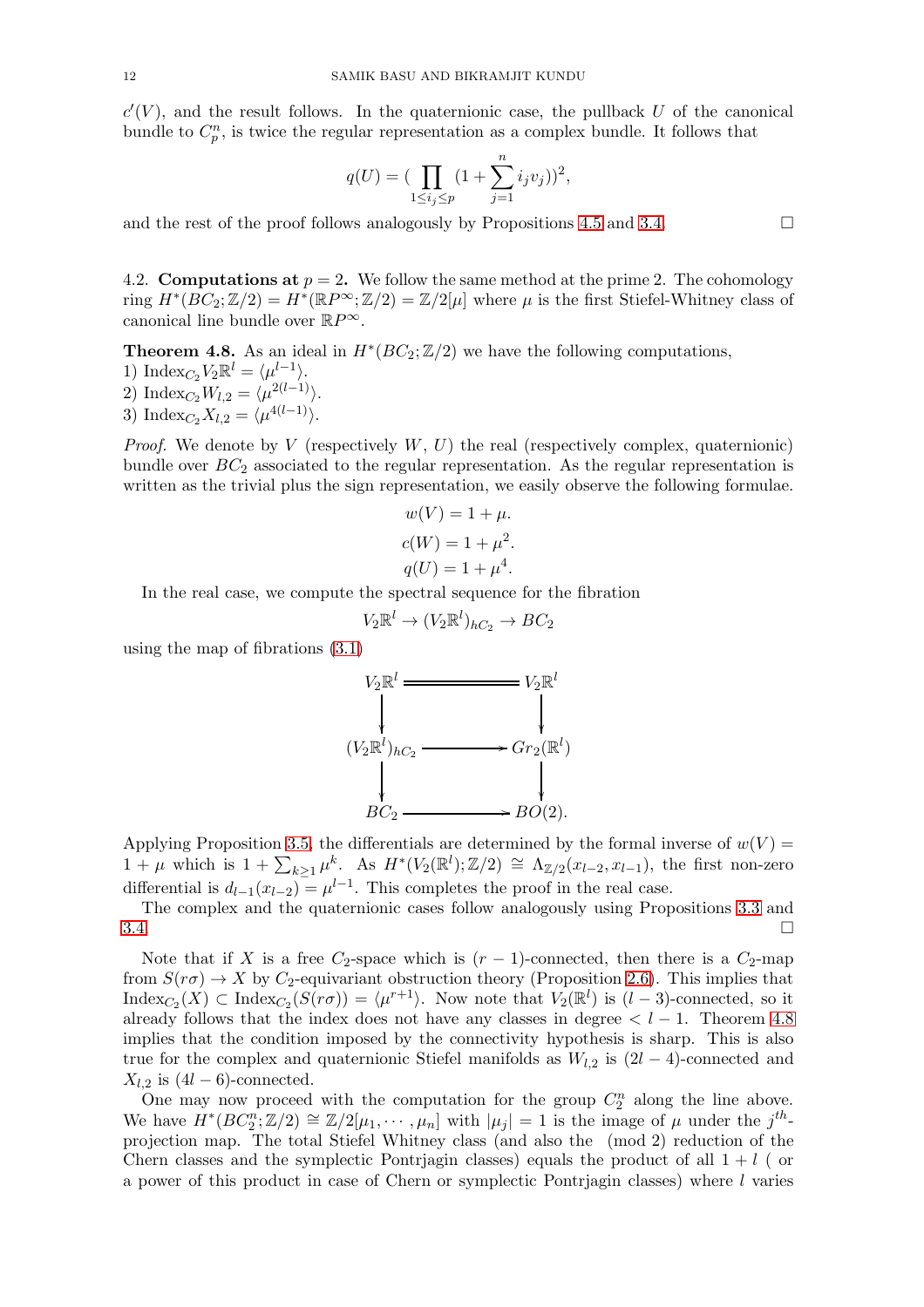$c'(V)$, and the result follows. In the quaternionic case, the pullback $U$ of the canonical bundle to $C_p^n$, is twice the regular representation as a complex bundle. It follows that

$$q(U) = (\prod_{1\leq i_j \leq p} (1 + \sum_{j=1}^{n} i_j v_j))^2,$$

and the rest of the proof follows analogously by Propositions 4.5 and 3.4. □

### 4.2. Computations at $p = 2$.

We follow the same method at the prime 2. The cohomology ring $H^*(BC_2; \mathbb{Z}/2) = H^*(\mathbb{R}P^\infty; \mathbb{Z}/2) = \mathbb{Z}/2[\mu]$ where $\mu$ is the first Stiefel-Whitney class of canonical line bundle over $\mathbb{R}P^\infty$.

**Theorem 4.8.** As an ideal in $H^*(BC_2; \mathbb{Z}/2)$ we have the following computations,
1) $\mathrm{Index}_{C_2} V_2\mathbb{R}^l = \langle \mu^{l-1} \rangle$.
2) $\mathrm{Index}_{C_2} W_{l,2} = \langle \mu^{2(l-1)} \rangle$.
3) $\mathrm{Index}_{C_2} X_{l,2} = \langle \mu^{4(l-1)} \rangle$.

*Proof.* We denote by $V$ (respectively $W$, $U$) the real (respectively complex, quaternionic) bundle over $BC_2$ associated to the regular representation. As the regular representation is written as the trivial plus the sign representation, we easily observe the following formulae.

$$w(V) = 1 + \mu.$$
$$c(W) = 1 + \mu^2.$$
$$q(U) = 1 + \mu^4.$$

In the real case, we compute the spectral sequence for the fibration

$$V_2\mathbb{R}^l \to (V_2\mathbb{R}^l)_{hC_2} \to BC_2$$

using the map of fibrations (3.1)

$$\begin{array}{ccc}
V_2\mathbb{R}^l & = & V_2\mathbb{R}^l \\
\downarrow & & \downarrow \\
(V_2\mathbb{R}^l)_{hC_2} & \longrightarrow & Gr_2(\mathbb{R}^l) \\
\downarrow & & \downarrow \\
BC_2 & \longrightarrow & BO(2).
\end{array}$$

Applying Proposition 3.5, the differentials are determined by the formal inverse of $w(V) = 1 + \mu$ which is $1 + \sum_{k\geq 1} \mu^k$. As $H^*(V_2(\mathbb{R}^l); \mathbb{Z}/2) \cong \Lambda_{\mathbb{Z}/2}(x_{l-2}, x_{l-1})$, the first non-zero differential is $d_{l-1}(x_{l-2}) = \mu^{l-1}$. This completes the proof in the real case.

The complex and the quaternionic cases follow analogously using Propositions 3.3 and 3.4. □

Note that if $X$ is a free $C_2$-space which is $(r-1)$-connected, then there is a $C_2$-map from $S(r\sigma) \to X$ by $C_2$-equivariant obstruction theory (Proposition 2.6). This implies that $\mathrm{Index}_{C_2}(X) \subset \mathrm{Index}_{C_2}(S(r\sigma)) = \langle \mu^{r+1} \rangle$. Now note that $V_2(\mathbb{R}^l)$ is $(l-3)$-connected, so it already follows that the index does not have any classes in degree $< l-1$. Theorem 4.8 implies that the condition imposed by the connectivity hypothesis is sharp. This is also true for the complex and quaternionic Stiefel manifolds as $W_{l,2}$ is $(2l-4)$-connected and $X_{l,2}$ is $(4l-6)$-connected.

One may now proceed with the computation for the group $C_2^n$ along the line above. We have $H^*(BC_2^n; \mathbb{Z}/2) \cong \mathbb{Z}/2[\mu_1, \cdots, \mu_n]$ with $|\mu_j| = 1$ is the image of $\mu$ under the $j^{th}$-projection map. The total Stiefel Whitney class (and also the (mod 2) reduction of the Chern classes and the symplectic Pontrjagin classes) equals the product of all $1 + l$ ( or a power of this product in case of Chern or symplectic Pontrjagin classes) where $l$ varies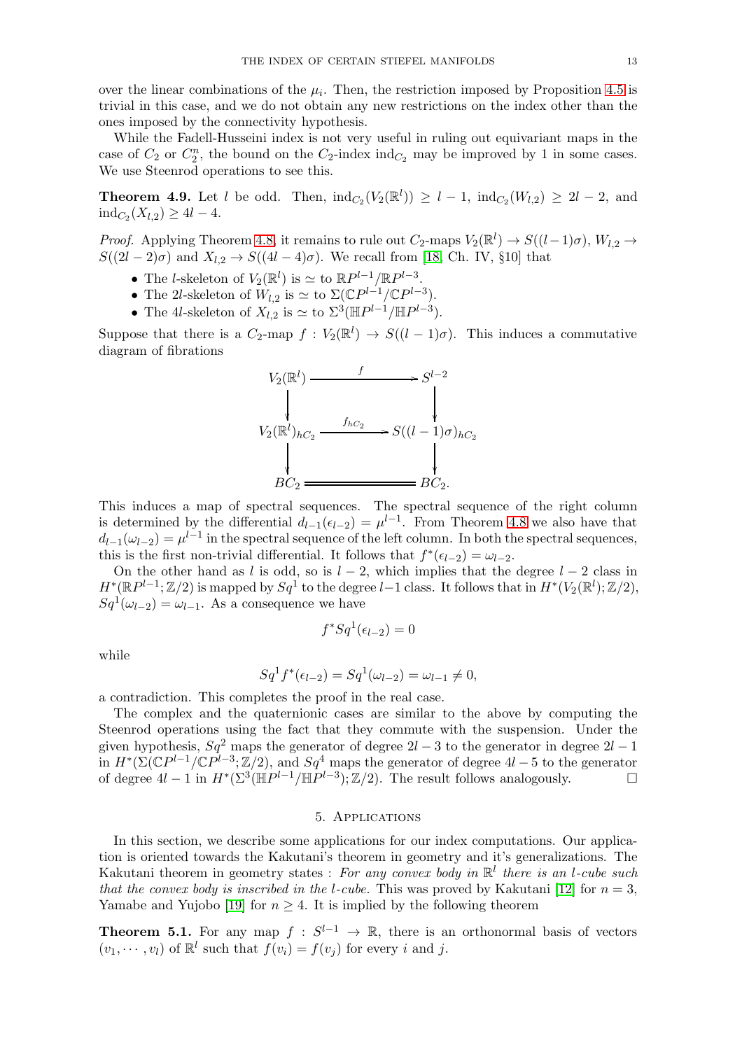over the linear combinations of the $\mu_i$. Then, the restriction imposed by Proposition 4.5 is trivial in this case, and we do not obtain any new restrictions on the index other than the ones imposed by the connectivity hypothesis.

While the Fadell-Husseini index is not very useful in ruling out equivariant maps in the case of $C_2$ or $C_2^n$, the bound on the $C_2$-index $\mathrm{ind}_{C_2}$ may be improved by 1 in some cases. We use Steenrod operations to see this.

**Theorem 4.9.** Let $l$ be odd. Then, $\mathrm{ind}_{C_2}(V_2(\mathbb{R}^l)) \geq l-1$, $\mathrm{ind}_{C_2}(W_{l,2}) \geq 2l-2$, and $\mathrm{ind}_{C_2}(X_{l,2}) \geq 4l-4$.

*Proof.* Applying Theorem 4.8, it remains to rule out $C_2$-maps $V_2(\mathbb{R}^l) \to S((l-1)\sigma)$, $W_{l,2} \to S((2l-2)\sigma)$ and $X_{l,2} \to S((4l-4)\sigma)$. We recall from [18, Ch. IV, §10] that

- The $l$-skeleton of $V_2(\mathbb{R}^l)$ is $\simeq$ to $\mathbb{R}P^{l-1}/\mathbb{R}P^{l-3}$.
- The $2l$-skeleton of $W_{l,2}$ is $\simeq$ to $\Sigma(\mathbb{C}P^{l-1}/\mathbb{C}P^{l-3})$.
- The $4l$-skeleton of $X_{l,2}$ is $\simeq$ to $\Sigma^3(\mathbb{H}P^{l-1}/\mathbb{H}P^{l-3})$.

Suppose that there is a $C_2$-map $f : V_2(\mathbb{R}^l) \to S((l-1)\sigma)$. This induces a commutative diagram of fibrations

$$\begin{array}{ccc}
V_2(\mathbb{R}^l) & \xrightarrow{\quad f \quad} & S^{l-2} \\
\downarrow & & \downarrow \\
V_2(\mathbb{R}^l)_{hC_2} & \xrightarrow{\quad f_{hC_2} \quad} & S((l-1)\sigma)_{hC_2} \\
\downarrow & & \downarrow \\
BC_2 & = & BC_2.
\end{array}$$

This induces a map of spectral sequences. The spectral sequence of the right column is determined by the differential $d_{l-1}(\epsilon_{l-2}) = \mu^{l-1}$. From Theorem 4.8 we also have that $d_{l-1}(\omega_{l-2}) = \mu^{l-1}$ in the spectral sequence of the left column. In both the spectral sequences, this is the first non-trivial differential. It follows that $f^*(\epsilon_{l-2}) = \omega_{l-2}$.

On the other hand as $l$ is odd, so is $l-2$, which implies that the degree $l-2$ class in $H^*(\mathbb{R}P^{l-1};\mathbb{Z}/2)$ is mapped by $Sq^1$ to the degree $l-1$ class. It follows that in $H^*(V_2(\mathbb{R}^l);\mathbb{Z}/2)$, $Sq^1(\omega_{l-2}) = \omega_{l-1}$. As a consequence we have

$$f^* Sq^1(\epsilon_{l-2}) = 0$$

while

$$Sq^1 f^*(\epsilon_{l-2}) = Sq^1(\omega_{l-2}) = \omega_{l-1} \neq 0,$$

a contradiction. This completes the proof in the real case.

The complex and the quaternionic cases are similar to the above by computing the Steenrod operations using the fact that they commute with the suspension. Under the given hypothesis, $Sq^2$ maps the generator of degree $2l-3$ to the generator in degree $2l-1$ in $H^*(\Sigma(\mathbb{C}P^{l-1}/\mathbb{C}P^{l-3};\mathbb{Z}/2)$, and $Sq^4$ maps the generator of degree $4l-5$ to the generator of degree $4l-1$ in $H^*(\Sigma^3(\mathbb{H}P^{l-1}/\mathbb{H}P^{l-3});\mathbb{Z}/2)$. The result follows analogously. □

## 5. Applications

In this section, we describe some applications for our index computations. Our application is oriented towards the Kakutani's theorem in geometry and it's generalizations. The Kakutani theorem in geometry states : *For any convex body in $\mathbb{R}^l$ there is an $l$-cube such that the convex body is inscribed in the $l$-cube.* This was proved by Kakutani [12] for $n = 3$, Yamabe and Yujobo [19] for $n \geq 4$. It is implied by the following theorem

**Theorem 5.1.** For any map $f : S^{l-1} \to \mathbb{R}$, there is an orthonormal basis of vectors $(v_1, \cdots, v_l)$ of $\mathbb{R}^l$ such that $f(v_i) = f(v_j)$ for every $i$ and $j$.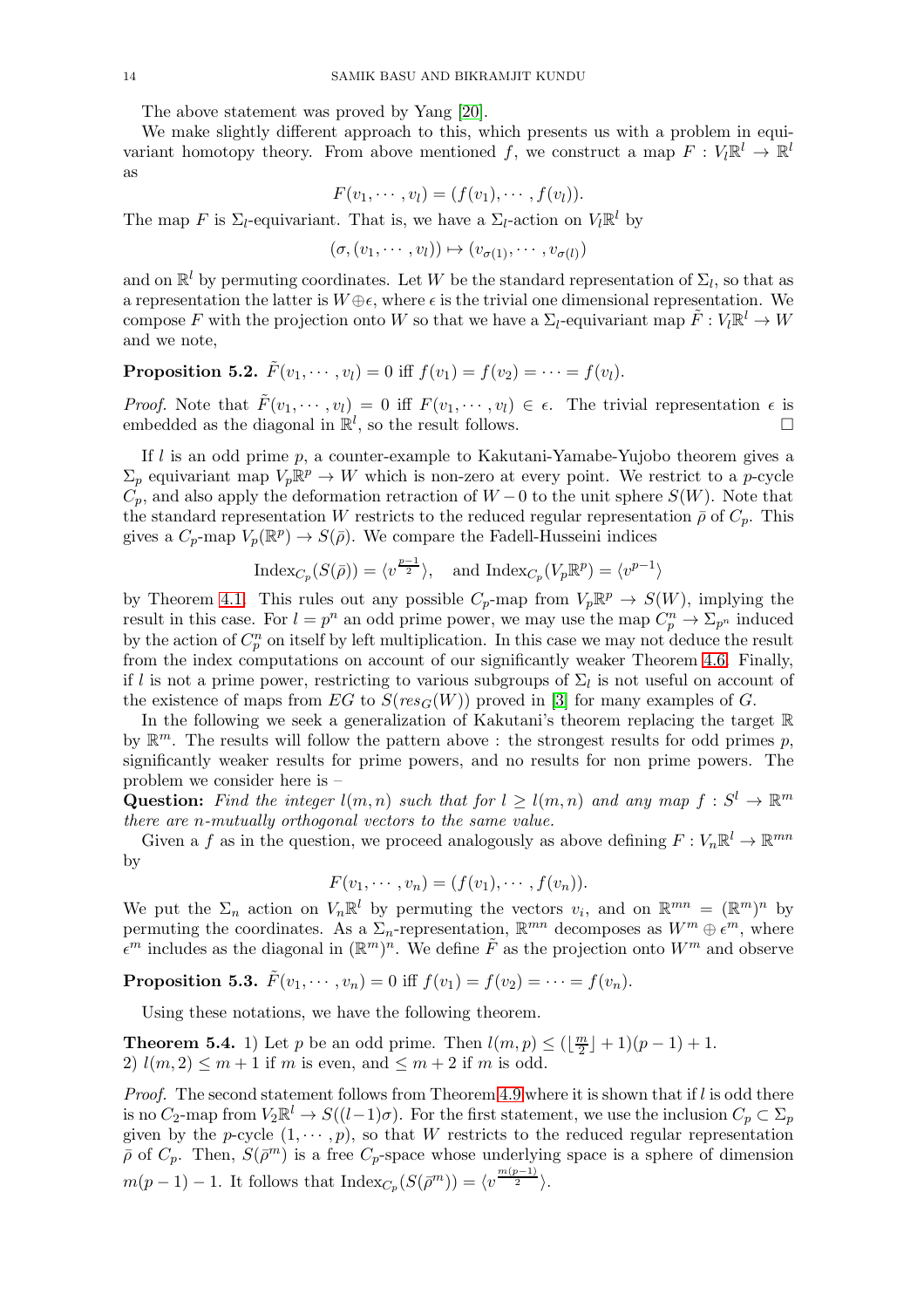The above statement was proved by Yang [20].

We make slightly different approach to this, which presents us with a problem in equivariant homotopy theory. From above mentioned $f$, we construct a map $F : V_l\mathbb{R}^l \to \mathbb{R}^l$ as

$$F(v_1, \cdots, v_l) = (f(v_1), \cdots, f(v_l)).$$

The map $F$ is $\Sigma_l$-equivariant. That is, we have a $\Sigma_l$-action on $V_l\mathbb{R}^l$ by

$$(\sigma, (v_1, \cdots, v_l)) \mapsto (v_{\sigma(1)}, \cdots, v_{\sigma(l)})$$

and on $\mathbb{R}^l$ by permuting coordinates. Let $W$ be the standard representation of $\Sigma_l$, so that as a representation the latter is $W \oplus \epsilon$, where $\epsilon$ is the trivial one dimensional representation. We compose $F$ with the projection onto $W$ so that we have a $\Sigma_l$-equivariant map $\tilde{F} : V_l\mathbb{R}^l \to W$ and we note,

**Proposition 5.2.** $\tilde{F}(v_1, \cdots, v_l) = 0$ iff $f(v_1) = f(v_2) = \cdots = f(v_l)$.

*Proof.* Note that $\tilde{F}(v_1, \cdots, v_l) = 0$ iff $F(v_1, \cdots, v_l) \in \epsilon$. The trivial representation $\epsilon$ is embedded as the diagonal in $\mathbb{R}^l$, so the result follows. □

If $l$ is an odd prime $p$, a counter-example to Kakutani-Yamabe-Yujobo theorem gives a $\Sigma_p$ equivariant map $V_p\mathbb{R}^p \to W$ which is non-zero at every point. We restrict to a $p$-cycle $C_p$, and also apply the deformation retraction of $W - 0$ to the unit sphere $S(W)$. Note that the standard representation $W$ restricts to the reduced regular representation $\bar{\rho}$ of $C_p$. This gives a $C_p$-map $V_p(\mathbb{R}^p) \to S(\bar{\rho})$. We compare the Fadell-Husseini indices

$$\text{Index}_{C_p}(S(\bar{\rho})) = \langle v^{\frac{p-1}{2}} \rangle, \quad \text{and } \text{Index}_{C_p}(V_p\mathbb{R}^p) = \langle v^{p-1} \rangle$$

by Theorem 4.1. This rules out any possible $C_p$-map from $V_p\mathbb{R}^p \to S(W)$, implying the result in this case. For $l = p^n$ an odd prime power, we may use the map $C_p^n \to \Sigma_{p^n}$ induced by the action of $C_p^n$ on itself by left multiplication. In this case we may not deduce the result from the index computations on account of our significantly weaker Theorem 4.6. Finally, if $l$ is not a prime power, restricting to various subgroups of $\Sigma_l$ is not useful on account of the existence of maps from $EG$ to $S(res_G(W))$ proved in [3] for many examples of $G$.

In the following we seek a generalization of Kakutani's theorem replacing the target $\mathbb{R}$ by $\mathbb{R}^m$. The results will follow the pattern above : the strongest results for odd primes $p$, significantly weaker results for prime powers, and no results for non prime powers. The problem we consider here is –

**Question:** *Find the integer $l(m, n)$ such that for $l \geq l(m, n)$ and any map $f : S^l \to \mathbb{R}^m$ there are $n$-mutually orthogonal vectors to the same value.*

Given a $f$ as in the question, we proceed analogously as above defining $F : V_n\mathbb{R}^l \to \mathbb{R}^{mn}$ by

$$F(v_1, \cdots, v_n) = (f(v_1), \cdots, f(v_n)).$$

We put the $\Sigma_n$ action on $V_n\mathbb{R}^l$ by permuting the vectors $v_i$, and on $\mathbb{R}^{mn} = (\mathbb{R}^m)^n$ by permuting the coordinates. As a $\Sigma_n$-representation, $\mathbb{R}^{mn}$ decomposes as $W^m \oplus \epsilon^m$, where $\epsilon^m$ includes as the diagonal in $(\mathbb{R}^m)^n$. We define $\tilde{F}$ as the projection onto $W^m$ and observe

**Proposition 5.3.** $\tilde{F}(v_1, \cdots, v_n) = 0$ iff $f(v_1) = f(v_2) = \cdots = f(v_n)$.

Using these notations, we have the following theorem.

**Theorem 5.4.** 1) Let $p$ be an odd prime. Then $l(m, p) \leq (\lfloor \frac{m}{2} \rfloor + 1)(p - 1) + 1$.
2) $l(m, 2) \leq m + 1$ if $m$ is even, and $\leq m + 2$ if $m$ is odd.

*Proof.* The second statement follows from Theorem 4.9 where it is shown that if $l$ is odd there is no $C_2$-map from $V_2\mathbb{R}^l \to S((l-1)\sigma)$. For the first statement, we use the inclusion $C_p \subset \Sigma_p$ given by the $p$-cycle $(1, \cdots, p)$, so that $W$ restricts to the reduced regular representation $\bar{\rho}$ of $C_p$. Then, $S(\bar{\rho}^m)$ is a free $C_p$-space whose underlying space is a sphere of dimension $m(p-1) - 1$. It follows that $\text{Index}_{C_p}(S(\bar{\rho}^m)) = \langle v^{\frac{m(p-1)}{2}} \rangle$.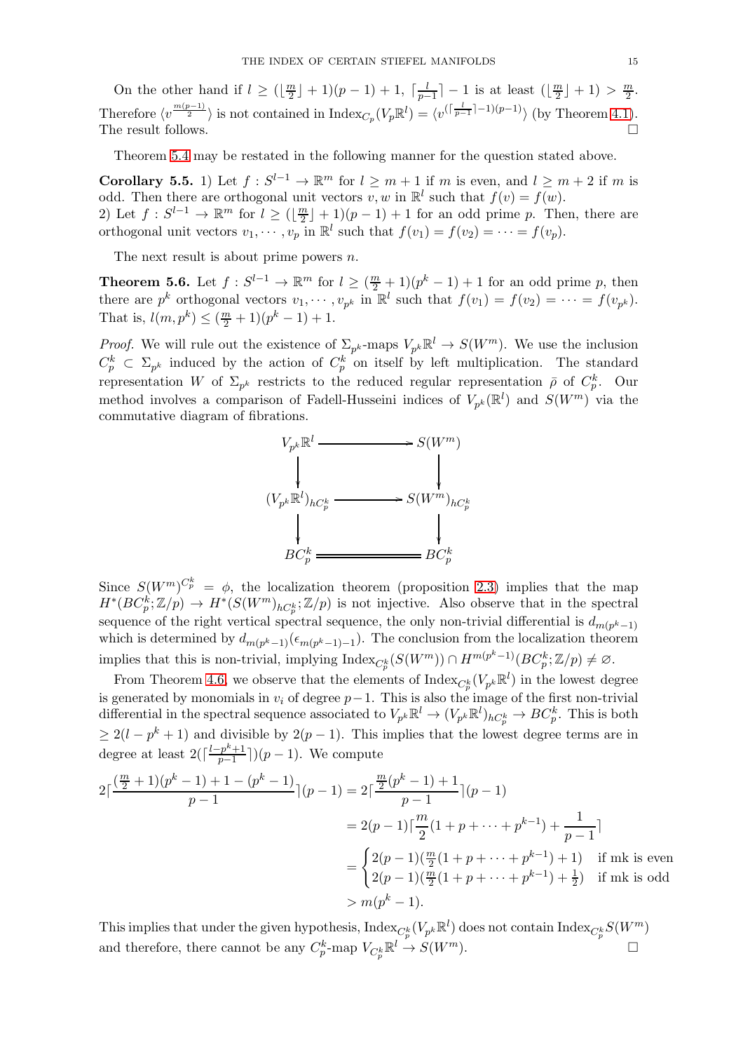On the other hand if $l \geq (\lfloor \frac{m}{2} \rfloor + 1)(p-1) + 1$, $\lceil \frac{l}{p-1} \rceil - 1$ is at least $(\lfloor \frac{m}{2} \rfloor + 1) > \frac{m}{2}$. Therefore $\langle v^{\frac{m(p-1)}{2}} \rangle$ is not contained in $\mathrm{Index}_{C_p}(V_p\mathbb{R}^l) = \langle v^{(\lceil \frac{l}{p-1} \rceil - 1)(p-1)} \rangle$ (by Theorem 4.1). The result follows. $\square$

Theorem 5.4 may be restated in the following manner for the question stated above.

**Corollary 5.5.** 1) Let $f : S^{l-1} \to \mathbb{R}^m$ for $l \geq m+1$ if $m$ is even, and $l \geq m+2$ if $m$ is odd. Then there are orthogonal unit vectors $v, w$ in $\mathbb{R}^l$ such that $f(v) = f(w)$.
2) Let $f : S^{l-1} \to \mathbb{R}^m$ for $l \geq (\lfloor \frac{m}{2} \rfloor + 1)(p-1) + 1$ for an odd prime $p$. Then, there are orthogonal unit vectors $v_1, \cdots, v_p$ in $\mathbb{R}^l$ such that $f(v_1) = f(v_2) = \cdots = f(v_p)$.

The next result is about prime powers $n$.

**Theorem 5.6.** Let $f : S^{l-1} \to \mathbb{R}^m$ for $l \geq (\frac{m}{2} + 1)(p^k - 1) + 1$ for an odd prime $p$, then there are $p^k$ orthogonal vectors $v_1, \cdots, v_{p^k}$ in $\mathbb{R}^l$ such that $f(v_1) = f(v_2) = \cdots = f(v_{p^k})$. That is, $l(m, p^k) \leq (\frac{m}{2} + 1)(p^k - 1) + 1$.

*Proof.* We will rule out the existence of $\Sigma_{p^k}$-maps $V_{p^k}\mathbb{R}^l \to S(W^m)$. We use the inclusion $C_p^k \subset \Sigma_{p^k}$ induced by the action of $C_p^k$ on itself by left multiplication. The standard representation $W$ of $\Sigma_{p^k}$ restricts to the reduced regular representation $\bar{\rho}$ of $C_p^k$. Our method involves a comparison of Fadell-Husseini indices of $V_{p^k}(\mathbb{R}^l)$ and $S(W^m)$ via the commutative diagram of fibrations.

$$
\begin{array}{ccc}
V_{p^k}\mathbb{R}^l & \longrightarrow & S(W^m) \\
\downarrow & & \downarrow \\
(V_{p^k}\mathbb{R}^l)_{hC_p^k} & \longrightarrow & S(W^m)_{hC_p^k} \\
\downarrow & & \downarrow \\
BC_p^k & = & BC_p^k
\end{array}
$$

Since $S(W^m)^{C_p^k} = \phi$, the localization theorem (proposition 2.3) implies that the map $H^*(BC_p^k; \mathbb{Z}/p) \to H^*(S(W^m)_{hC_p^k}; \mathbb{Z}/p)$ is not injective. Also observe that in the spectral sequence of the right vertical spectral sequence, the only non-trivial differential is $d_{m(p^k-1)}$ which is determined by $d_{m(p^k-1)}(\epsilon_{m(p^k-1)-1})$. The conclusion from the localization theorem implies that this is non-trivial, implying $\mathrm{Index}_{C_p^k}(S(W^m)) \cap H^{m(p^k-1)}(BC_p^k; \mathbb{Z}/p) \neq \varnothing$.

From Theorem 4.6, we observe that the elements of $\mathrm{Index}_{C_p^k}(V_{p^k}\mathbb{R}^l)$ in the lowest degree is generated by monomials in $v_i$ of degree $p-1$. This is also the image of the first non-trivial differential in the spectral sequence associated to $V_{p^k}\mathbb{R}^l \to (V_{p^k}\mathbb{R}^l)_{hC_p^k} \to BC_p^k$. This is both $\geq 2(l - p^k + 1)$ and divisible by $2(p-1)$. This implies that the lowest degree terms are in degree at least $2(\lceil \frac{l - p^k + 1}{p-1} \rceil)(p-1)$. We compute

$$
\begin{aligned}
2\lceil \frac{(\frac{m}{2}+1)(p^k-1) + 1 - (p^k-1)}{p-1} \rceil (p-1) &= 2\lceil \frac{\frac{m}{2}(p^k-1) + 1}{p-1} \rceil (p-1) \\
&= 2(p-1)\lceil \frac{m}{2}(1 + p + \cdots + p^{k-1}) + \frac{1}{p-1} \rceil \\
&= \begin{cases} 2(p-1)(\frac{m}{2}(1 + p + \cdots + p^{k-1}) + 1) & \text{if mk is even} \\ 2(p-1)(\frac{m}{2}(1 + p + \cdots + p^{k-1}) + \frac{1}{2}) & \text{if mk is odd} \end{cases} \\
&> m(p^k - 1).
\end{aligned}
$$

This implies that under the given hypothesis, $\mathrm{Index}_{C_p^k}(V_{p^k}\mathbb{R}^l)$ does not contain $\mathrm{Index}_{C_p^k} S(W^m)$ and therefore, there cannot be any $C_p^k$-map $V_{C_p^k}\mathbb{R}^l \to S(W^m)$. $\square$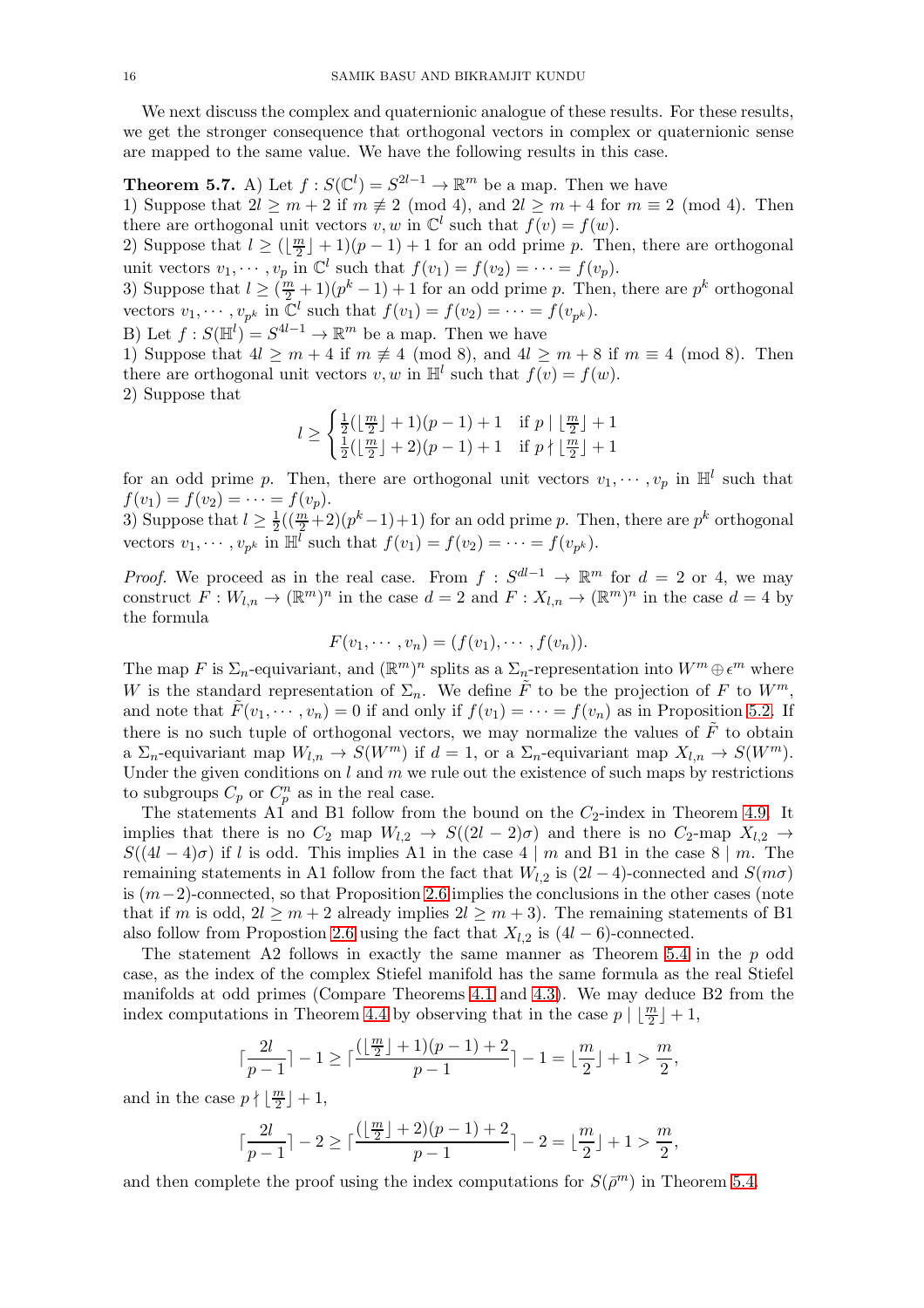We next discuss the complex and quaternionic analogue of these results. For these results, we get the stronger consequence that orthogonal vectors in complex or quaternionic sense are mapped to the same value. We have the following results in this case.

**Theorem 5.7.** A) Let $f : S(\mathbb{C}^l) = S^{2l-1} \to \mathbb{R}^m$ be a map. Then we have
1) Suppose that $2l \geq m+2$ if $m \not\equiv 2 \pmod 4$, and $2l \geq m+4$ for $m \equiv 2 \pmod 4$. Then there are orthogonal unit vectors $v, w$ in $\mathbb{C}^l$ such that $f(v) = f(w)$.
2) Suppose that $l \geq (\lfloor \frac{m}{2} \rfloor + 1)(p-1) + 1$ for an odd prime $p$. Then, there are orthogonal unit vectors $v_1, \cdots, v_p$ in $\mathbb{C}^l$ such that $f(v_1) = f(v_2) = \cdots = f(v_p)$.
3) Suppose that $l \geq (\frac{m}{2} + 1)(p^k - 1) + 1$ for an odd prime $p$. Then, there are $p^k$ orthogonal vectors $v_1, \cdots, v_{p^k}$ in $\mathbb{C}^l$ such that $f(v_1) = f(v_2) = \cdots = f(v_{p^k})$.
B) Let $f : S(\mathbb{H}^l) = S^{4l-1} \to \mathbb{R}^m$ be a map. Then we have
1) Suppose that $4l \geq m+4$ if $m \not\equiv 4 \pmod 8$, and $4l \geq m+8$ if $m \equiv 4 \pmod 8$. Then there are orthogonal unit vectors $v, w$ in $\mathbb{H}^l$ such that $f(v) = f(w)$.
2) Suppose that

$$l \geq \begin{cases} \frac{1}{2}(\lfloor \frac{m}{2} \rfloor + 1)(p-1) + 1 & \text{if } p \mid \lfloor \frac{m}{2} \rfloor + 1 \\ \frac{1}{2}(\lfloor \frac{m}{2} \rfloor + 2)(p-1) + 1 & \text{if } p \nmid \lfloor \frac{m}{2} \rfloor + 1 \end{cases}$$

for an odd prime $p$. Then, there are orthogonal unit vectors $v_1, \cdots, v_p$ in $\mathbb{H}^l$ such that $f(v_1) = f(v_2) = \cdots = f(v_p)$.
3) Suppose that $l \geq \frac{1}{2}((\frac{m}{2} + 2)(p^k - 1) + 1)$ for an odd prime $p$. Then, there are $p^k$ orthogonal vectors $v_1, \cdots, v_{p^k}$ in $\mathbb{H}^l$ such that $f(v_1) = f(v_2) = \cdots = f(v_{p^k})$.

*Proof.* We proceed as in the real case. From $f : S^{dl-1} \to \mathbb{R}^m$ for $d = 2$ or $4$, we may construct $F : W_{l,n} \to (\mathbb{R}^m)^n$ in the case $d = 2$ and $F : X_{l,n} \to (\mathbb{R}^m)^n$ in the case $d = 4$ by the formula

$$F(v_1, \cdots, v_n) = (f(v_1), \cdots, f(v_n)).$$

The map $F$ is $\Sigma_n$-equivariant, and $(\mathbb{R}^m)^n$ splits as a $\Sigma_n$-representation into $W^m \oplus \epsilon^m$ where $W$ is the standard representation of $\Sigma_n$. We define $\tilde{F}$ to be the projection of $F$ to $W^m$, and note that $\tilde{F}(v_1, \cdots, v_n) = 0$ if and only if $f(v_1) = \cdots = f(v_n)$ as in Proposition 5.2. If there is no such tuple of orthogonal vectors, we may normalize the values of $\tilde{F}$ to obtain a $\Sigma_n$-equivariant map $W_{l,n} \to S(W^m)$ if $d = 1$, or a $\Sigma_n$-equivariant map $X_{l,n} \to S(W^m)$. Under the given conditions on $l$ and $m$ we rule out the existence of such maps by restrictions to subgroups $C_p$ or $C_p^n$ as in the real case.

The statements A1 and B1 follow from the bound on the $C_2$-index in Theorem 4.9. It implies that there is no $C_2$ map $W_{l,2} \to S((2l-2)\sigma)$ and there is no $C_2$-map $X_{l,2} \to S((4l-4)\sigma)$ if $l$ is odd. This implies A1 in the case $4 \mid m$ and B1 in the case $8 \mid m$. The remaining statements in A1 follow from the fact that $W_{l,2}$ is $(2l-4)$-connected and $S(m\sigma)$ is $(m-2)$-connected, so that Proposition 2.6 implies the conclusions in the other cases (note that if $m$ is odd, $2l \geq m+2$ already implies $2l \geq m+3$). The remaining statements of B1 also follow from Propostion 2.6 using the fact that $X_{l,2}$ is $(4l-6)$-connected.

The statement A2 follows in exactly the same manner as Theorem 5.4 in the $p$ odd case, as the index of the complex Stiefel manifold has the same formula as the real Stiefel manifolds at odd primes (Compare Theorems 4.1 and 4.3). We may deduce B2 from the index computations in Theorem 4.4 by observing that in the case $p \mid \lfloor \frac{m}{2} \rfloor + 1$,

$$\lceil \frac{2l}{p-1} \rceil - 1 \geq \lceil \frac{(\lfloor \frac{m}{2} \rfloor + 1)(p-1) + 2}{p-1} \rceil - 1 = \lfloor \frac{m}{2} \rfloor + 1 > \frac{m}{2},$$

and in the case $p \nmid \lfloor \frac{m}{2} \rfloor + 1$,

$$\lceil \frac{2l}{p-1} \rceil - 2 \geq \lceil \frac{(\lfloor \frac{m}{2} \rfloor + 2)(p-1) + 2}{p-1} \rceil - 2 = \lfloor \frac{m}{2} \rfloor + 1 > \frac{m}{2},$$

and then complete the proof using the index computations for $S(\bar{\rho}^m)$ in Theorem 5.4.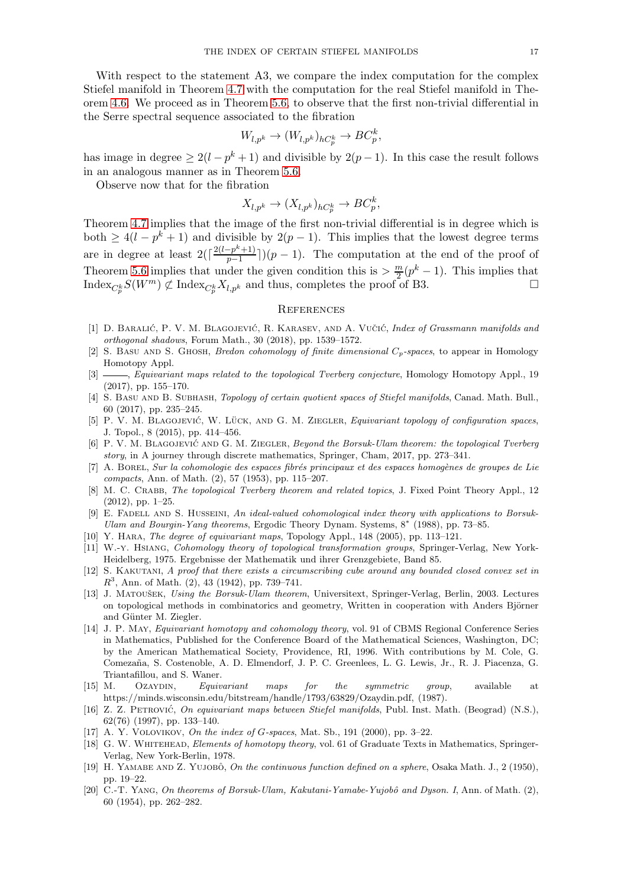With respect to the statement A3, we compare the index computation for the complex Stiefel manifold in Theorem 4.7 with the computation for the real Stiefel manifold in Theorem 4.6. We proceed as in Theorem 5.6, to observe that the first non-trivial differential in the Serre spectral sequence associated to the fibration

$$W_{l,p^k} \to (W_{l,p^k})_{hC_p^k} \to BC_p^k,$$

has image in degree $\geq 2(l - p^k + 1)$ and divisible by $2(p-1)$. In this case the result follows in an analogous manner as in Theorem 5.6.

Observe now that for the fibration

$$X_{l,p^k} \to (X_{l,p^k})_{hC_p^k} \to BC_p^k,$$

Theorem 4.7 implies that the image of the first non-trivial differential is in degree which is both $\geq 4(l - p^k + 1)$ and divisible by $2(p-1)$. This implies that the lowest degree terms are in degree at least $2(\lceil \frac{2(l-p^k+1)}{p-1} \rceil)(p-1)$. The computation at the end of the proof of Theorem 5.6 implies that under the given condition this is $> \frac{m}{2}(p^k - 1)$. This implies that $\mathrm{Index}_{C_p^k} S(W^m) \not\subset \mathrm{Index}_{C_p^k} X_{l,p^k}$ and thus, completes the proof of B3. □

## References

[1] D. Baralić, P. V. M. Blagojević, R. Karasev, and A. Vučić, *Index of Grassmann manifolds and orthogonal shadows*, Forum Math., 30 (2018), pp. 1539–1572.

[2] S. Basu and S. Ghosh, *Bredon cohomology of finite dimensional $C_p$-spaces*, to appear in Homology Homotopy Appl.

[3] ———, *Equivariant maps related to the topological Tverberg conjecture*, Homology Homotopy Appl., 19 (2017), pp. 155–170.

[4] S. Basu and B. Subhash, *Topology of certain quotient spaces of Stiefel manifolds*, Canad. Math. Bull., 60 (2017), pp. 235–245.

[5] P. V. M. Blagojević, W. Lück, and G. M. Ziegler, *Equivariant topology of configuration spaces*, J. Topol., 8 (2015), pp. 414–456.

[6] P. V. M. Blagojević and G. M. Ziegler, *Beyond the Borsuk-Ulam theorem: the topological Tverberg story*, in A journey through discrete mathematics, Springer, Cham, 2017, pp. 273–341.

[7] A. Borel, *Sur la cohomologie des espaces fibrés principaux et des espaces homogènes de groupes de Lie compacts*, Ann. of Math. (2), 57 (1953), pp. 115–207.

[8] M. C. Crabb, *The topological Tverberg theorem and related topics*, J. Fixed Point Theory Appl., 12 (2012), pp. 1–25.

[9] E. Fadell and S. Husseini, *An ideal-valued cohomological index theory with applications to Borsuk-Ulam and Bourgin-Yang theorems*, Ergodic Theory Dynam. Systems, 8* (1988), pp. 73–85.

[10] Y. Hara, *The degree of equivariant maps*, Topology Appl., 148 (2005), pp. 113–121.

[11] W.-Y. Hsiang, *Cohomology theory of topological transformation groups*, Springer-Verlag, New York-Heidelberg, 1975. Ergebnisse der Mathematik und ihrer Grenzgebiete, Band 85.

[12] S. Kakutani, *A proof that there exists a circumscribing cube around any bounded closed convex set in $R^3$*, Ann. of Math. (2), 43 (1942), pp. 739–741.

[13] J. Matoušek, *Using the Borsuk-Ulam theorem*, Universitext, Springer-Verlag, Berlin, 2003. Lectures on topological methods in combinatorics and geometry, Written in cooperation with Anders Björner and Günter M. Ziegler.

[14] J. P. May, *Equivariant homotopy and cohomology theory*, vol. 91 of CBMS Regional Conference Series in Mathematics, Published for the Conference Board of the Mathematical Sciences, Washington, DC; by the American Mathematical Society, Providence, RI, 1996. With contributions by M. Cole, G. Comezaña, S. Costenoble, A. D. Elmendorf, J. P. C. Greenlees, L. G. Lewis, Jr., R. J. Piacenza, G. Triantafillou, and S. Waner.

[15] M. Ozaydin, *Equivariant maps for the symmetric group*, available at https://minds.wisconsin.edu/bitstream/handle/1793/63829/Ozaydin.pdf, (1987).

[16] Z. Z. Petrović, *On equivariant maps between Stiefel manifolds*, Publ. Inst. Math. (Beograd) (N.S.), 62(76) (1997), pp. 133–140.

[17] A. Y. Volovikov, *On the index of G-spaces*, Mat. Sb., 191 (2000), pp. 3–22.

[18] G. W. Whitehead, *Elements of homotopy theory*, vol. 61 of Graduate Texts in Mathematics, Springer-Verlag, New York-Berlin, 1978.

[19] H. Yamabe and Z. Yujobô, *On the continuous function defined on a sphere*, Osaka Math. J., 2 (1950), pp. 19–22.

[20] C.-T. Yang, *On theorems of Borsuk-Ulam, Kakutani-Yamabe-Yujobô and Dyson. I*, Ann. of Math. (2), 60 (1954), pp. 262–282.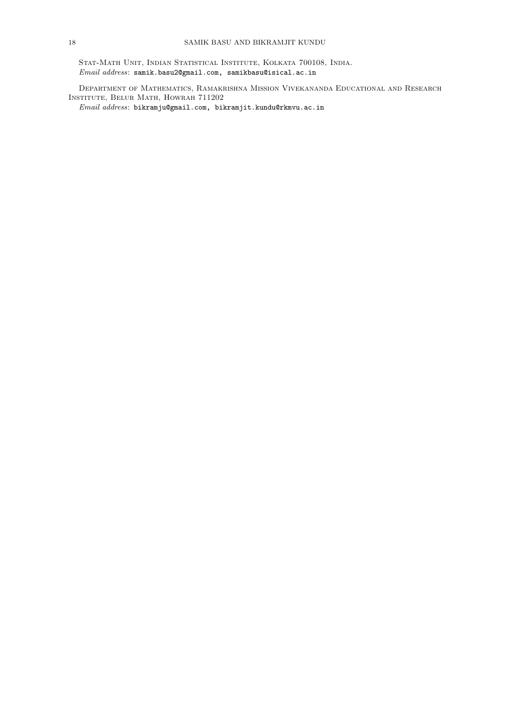Stat-Math Unit, Indian Statistical Institute, Kolkata 700108, India.
*Email address*: samik.basu2@gmail.com, samikbasu@isical.ac.in

Department of Mathematics, Ramakrishna Mission Vivekananda Educational and Research Institute, Belur Math, Howrah 711202
*Email address*: bikramju@gmail.com, bikramjit.kundu@rkmvu.ac.in